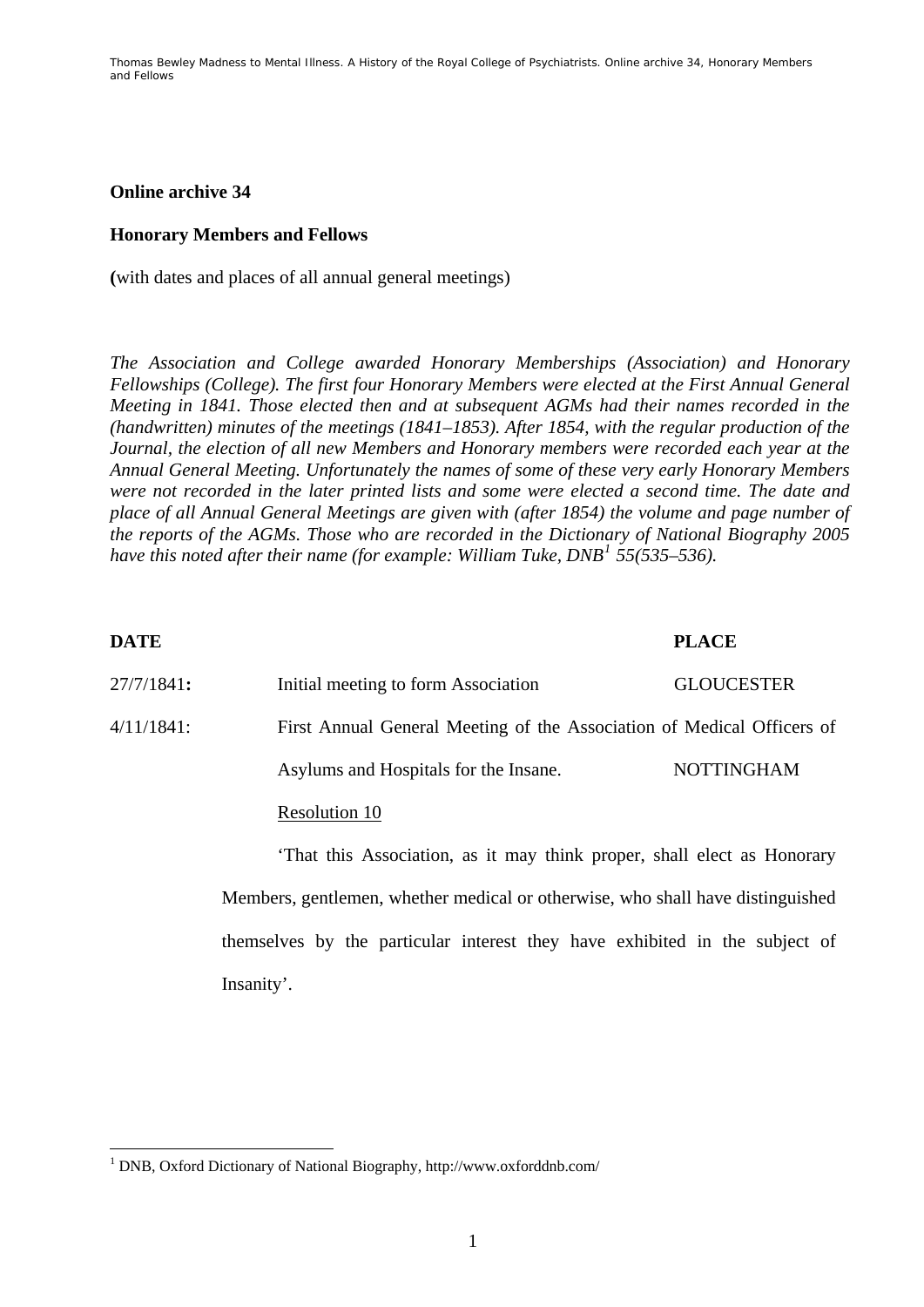## Online archive 34

## Honorary Members and Fellows

**(**with dates and places of all annual general meetings)

*The Association and College awarded Honorary Memberships (Association) and Honorary Fellowships (College). The first four Honorary Members were elected at the First Annual General Meeting in 1841. Those elected then and at subsequent AGMs had their names recorded in the (handwritten) minutes of the meetings (1841–1853). After 1854, with the regular production of the Journal, the election of all new Members and Honorary members were recorded each year at the Annual General Meeting. Unfortunately the names of some of these very early Honorary Members were not recorded in the later printed lists and some were elected a second time. The date and place of all Annual General Meetings are given with (after 1854) the volume and page number of the reports of the AGMs. Those who are recorded in the Dictionary of National Biography 2005 have this noted after their name (for example: William Tuke, DNB[1] 55(535–536).*

| **DATE** | | **PLACE** |
|---|---|---|
| 27/7/1841**:** | Initial meeting to form Association | GLOUCESTER |
| 4/11/1841: | First Annual General Meeting of the Association of Medical Officers of Asylums and Hospitals for the Insane. | NOTTINGHAM |

Resolution 10

'That this Association, as it may think proper, shall elect as Honorary Members, gentlemen, whether medical or otherwise, who shall have distinguished themselves by the particular interest they have exhibited in the subject of Insanity'.

[1] DNB, Oxford Dictionary of National Biography, http://www.oxforddnb.com/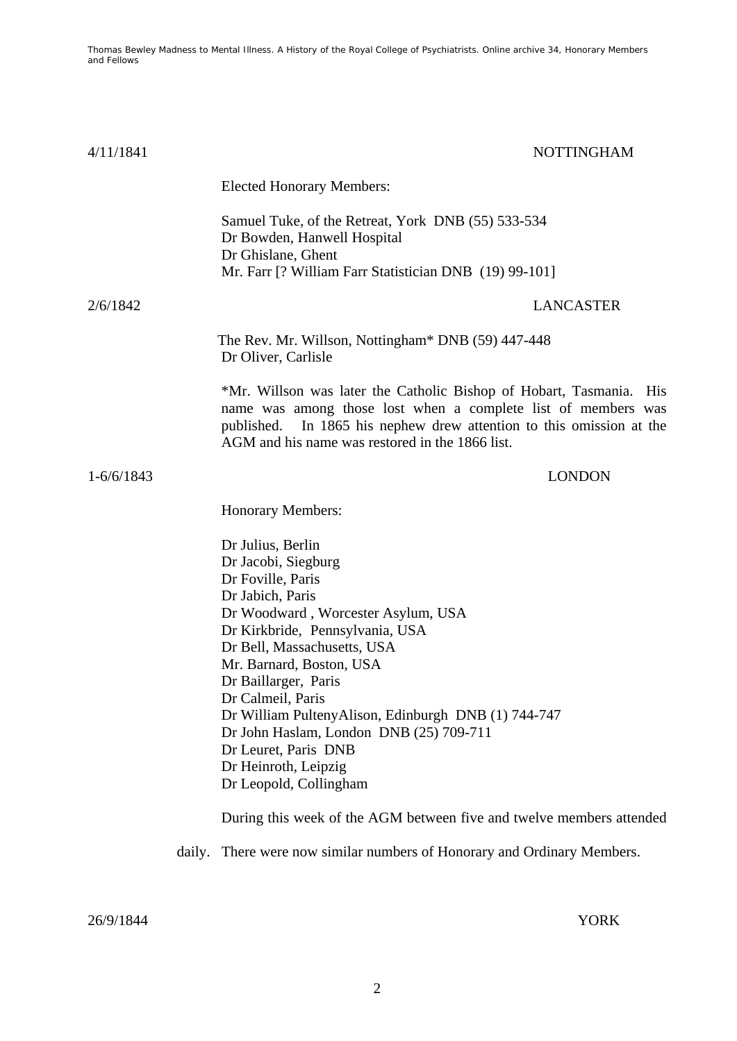4/11/1841 NOTTINGHAM

Elected Honorary Members:

Samuel Tuke, of the Retreat, York DNB (55) 533-534
Dr Bowden, Hanwell Hospital
Dr Ghislane, Ghent
Mr. Farr [? William Farr Statistician DNB (19) 99-101]

2/6/1842 LANCASTER

The Rev. Mr. Willson, Nottingham* DNB (59) 447-448
Dr Oliver, Carlisle

*Mr. Willson was later the Catholic Bishop of Hobart, Tasmania. His name was among those lost when a complete list of members was published. In 1865 his nephew drew attention to this omission at the AGM and his name was restored in the 1866 list.

1-6/6/1843 LONDON

Honorary Members:

Dr Julius, Berlin
Dr Jacobi, Siegburg
Dr Foville, Paris
Dr Jabich, Paris
Dr Woodward , Worcester Asylum, USA
Dr Kirkbride, Pennsylvania, USA
Dr Bell, Massachusetts, USA
Mr. Barnard, Boston, USA
Dr Baillarger, Paris
Dr Calmeil, Paris
Dr William PultenyAlison, Edinburgh DNB (1) 744-747
Dr John Haslam, London DNB (25) 709-711
Dr Leuret, Paris DNB
Dr Heinroth, Leipzig
Dr Leopold, Collingham

During this week of the AGM between five and twelve members attended daily. There were now similar numbers of Honorary and Ordinary Members.

26/9/1844 YORK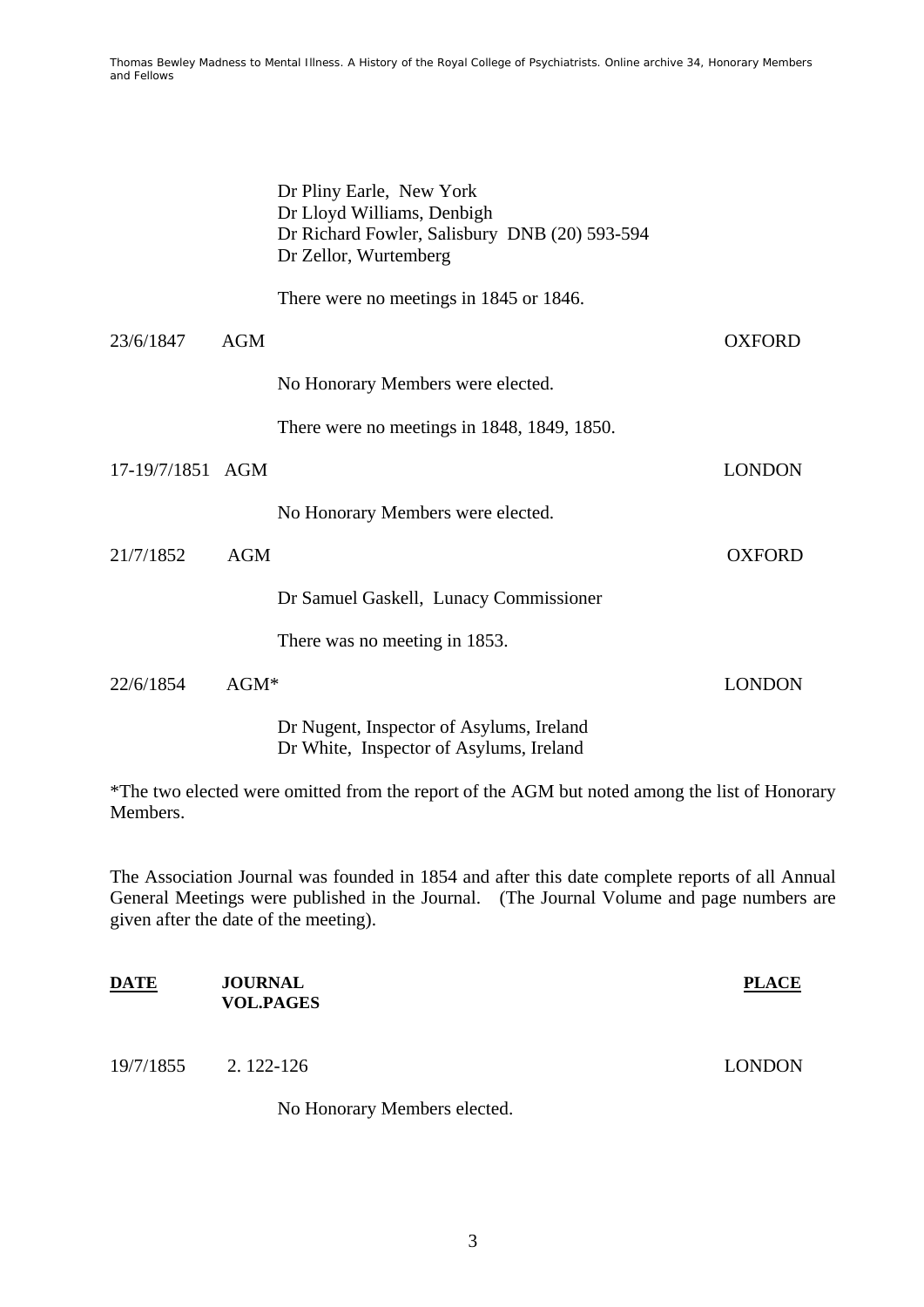Dr Pliny Earle, New York
Dr Lloyd Williams, Denbigh
Dr Richard Fowler, Salisbury DNB (20) 593-594
Dr Zellor, Wurtemberg

There were no meetings in 1845 or 1846.

| | | | |
|---|---|---|---|
| 23/6/1847 | AGM | | OXFORD |
| | | No Honorary Members were elected. | |
| | | There were no meetings in 1848, 1849, 1850. | |
| 17-19/7/1851 | AGM | | LONDON |
| | | No Honorary Members were elected. | |
| 21/7/1852 | AGM | | OXFORD |
| | | Dr Samuel Gaskell, Lunacy Commissioner | |
| | | There was no meeting in 1853. | |
| 22/6/1854 | AGM* | | LONDON |
| | | Dr Nugent, Inspector of Asylums, Ireland<br>Dr White, Inspector of Asylums, Ireland | |

*The two elected were omitted from the report of the AGM but noted among the list of Honorary Members.

The Association Journal was founded in 1854 and after this date complete reports of all Annual General Meetings were published in the Journal. (The Journal Volume and page numbers are given after the date of the meeting).

| **DATE** | **JOURNAL VOL.PAGES** | | **PLACE** |
|---|---|---|---|
| 19/7/1855 | 2. 122-126 | | LONDON |
| | | No Honorary Members elected. | |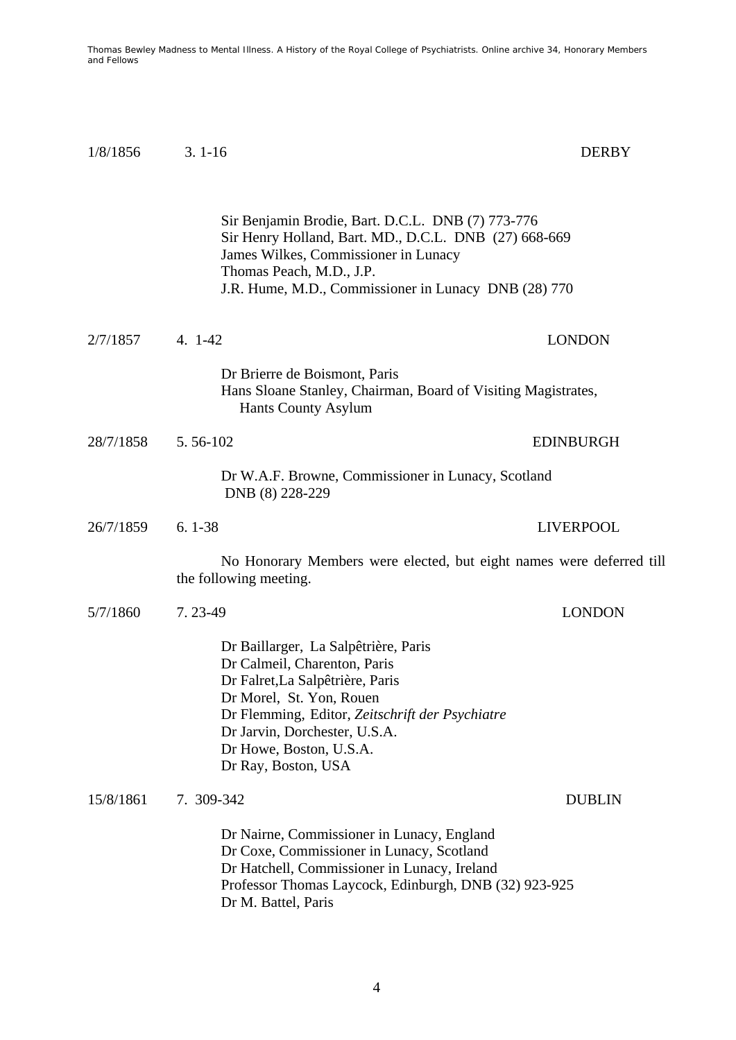1/8/1856 3. 1-16 DERBY

Sir Benjamin Brodie, Bart. D.C.L. DNB (7) 773-776
Sir Henry Holland, Bart. MD., D.C.L. DNB (27) 668-669
James Wilkes, Commissioner in Lunacy
Thomas Peach, M.D., J.P.
J.R. Hume, M.D., Commissioner in Lunacy DNB (28) 770

2/7/1857 4. 1-42 LONDON

Dr Brierre de Boismont, Paris
Hans Sloane Stanley, Chairman, Board of Visiting Magistrates, Hants County Asylum

28/7/1858 5. 56-102 EDINBURGH

Dr W.A.F. Browne, Commissioner in Lunacy, Scotland
DNB (8) 228-229

26/7/1859 6. 1-38 LIVERPOOL

No Honorary Members were elected, but eight names were deferred till the following meeting.

5/7/1860 7. 23-49 LONDON

Dr Baillarger, La Salpêtrière, Paris
Dr Calmeil, Charenton, Paris
Dr Falret,La Salpêtrière, Paris
Dr Morel, St. Yon, Rouen
Dr Flemming, Editor, *Zeitschrift der Psychiatre*
Dr Jarvin, Dorchester, U.S.A.
Dr Howe, Boston, U.S.A.
Dr Ray, Boston, USA

15/8/1861 7. 309-342 DUBLIN

Dr Nairne, Commissioner in Lunacy, England
Dr Coxe, Commissioner in Lunacy, Scotland
Dr Hatchell, Commissioner in Lunacy, Ireland
Professor Thomas Laycock, Edinburgh, DNB (32) 923-925
Dr M. Battel, Paris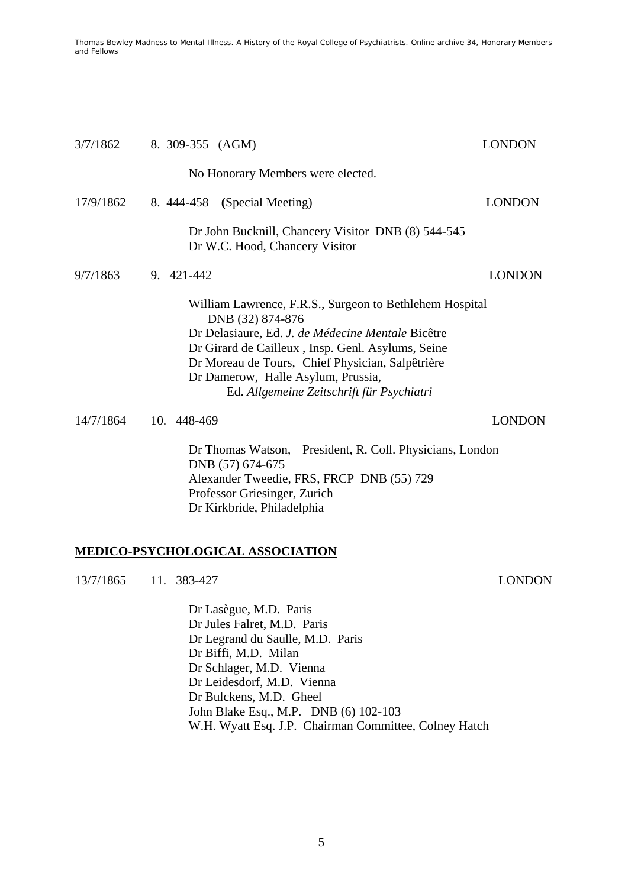3/7/1862 8. 309-355 (AGM) LONDON

No Honorary Members were elected.

17/9/1862 8. 444-458 (Special Meeting) LONDON

Dr John Bucknill, Chancery Visitor DNB (8) 544-545
Dr W.C. Hood, Chancery Visitor

9/7/1863 9. 421-442 LONDON

William Lawrence, F.R.S., Surgeon to Bethlehem Hospital DNB (32) 874-876
Dr Delasiaure, Ed. *J. de Médecine Mentale* Bicêtre
Dr Girard de Cailleux , Insp. Genl. Asylums, Seine
Dr Moreau de Tours, Chief Physician, Salpêtrière
Dr Damerow, Halle Asylum, Prussia, Ed. *Allgemeine Zeitschrift für Psychiatri*

14/7/1864 10. 448-469 LONDON

Dr Thomas Watson, President, R. Coll. Physicians, London DNB (57) 674-675
Alexander Tweedie, FRS, FRCP DNB (55) 729
Professor Griesinger, Zurich
Dr Kirkbride, Philadelphia

## MEDICO-PSYCHOLOGICAL ASSOCIATION

13/7/1865 11. 383-427 LONDON

Dr Lasègue, M.D. Paris
Dr Jules Falret, M.D. Paris
Dr Legrand du Saulle, M.D. Paris
Dr Biffi, M.D. Milan
Dr Schlager, M.D. Vienna
Dr Leidesdorf, M.D. Vienna
Dr Bulckens, M.D. Gheel
John Blake Esq., M.P. DNB (6) 102-103
W.H. Wyatt Esq. J.P. Chairman Committee, Colney Hatch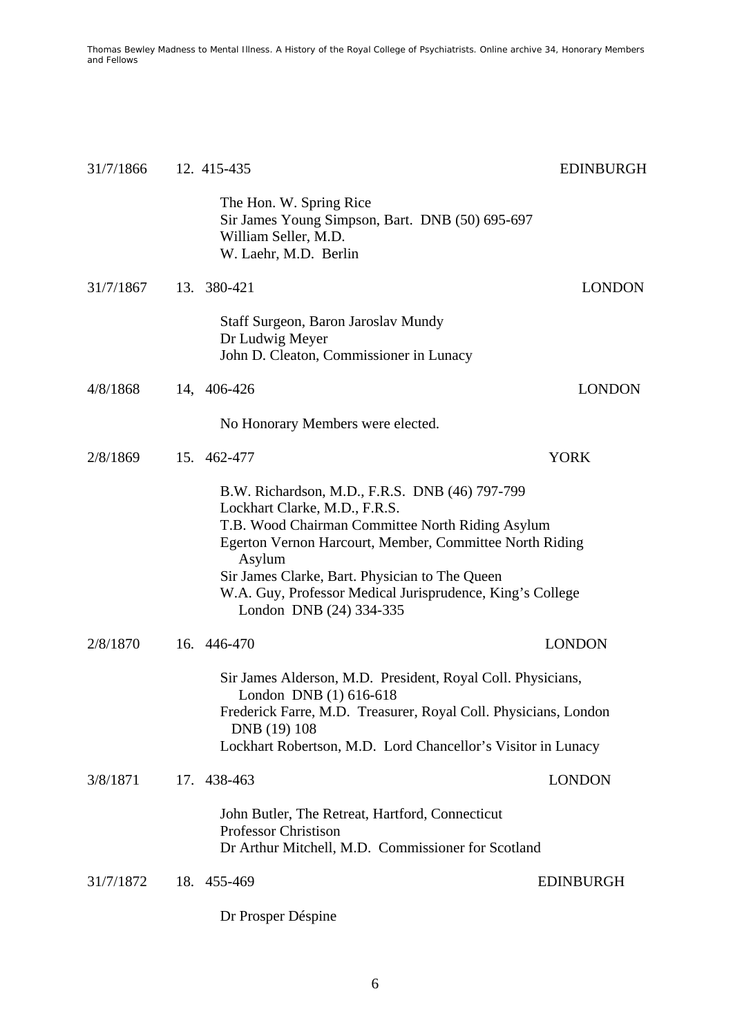31/7/1866 12. 415-435 EDINBURGH

The Hon. W. Spring Rice
Sir James Young Simpson, Bart. DNB (50) 695-697
William Seller, M.D.
W. Laehr, M.D. Berlin

31/7/1867 13. 380-421 LONDON

Staff Surgeon, Baron Jaroslav Mundy
Dr Ludwig Meyer
John D. Cleaton, Commissioner in Lunacy

4/8/1868 14, 406-426 LONDON

No Honorary Members were elected.

2/8/1869 15. 462-477 YORK

B.W. Richardson, M.D., F.R.S. DNB (46) 797-799
Lockhart Clarke, M.D., F.R.S.
T.B. Wood Chairman Committee North Riding Asylum
Egerton Vernon Harcourt, Member, Committee North Riding Asylum
Sir James Clarke, Bart. Physician to The Queen
W.A. Guy, Professor Medical Jurisprudence, King's College London DNB (24) 334-335

2/8/1870 16. 446-470 LONDON

Sir James Alderson, M.D. President, Royal Coll. Physicians, London DNB (1) 616-618
Frederick Farre, M.D. Treasurer, Royal Coll. Physicians, London DNB (19) 108
Lockhart Robertson, M.D. Lord Chancellor's Visitor in Lunacy

3/8/1871 17. 438-463 LONDON

John Butler, The Retreat, Hartford, Connecticut
Professor Christison
Dr Arthur Mitchell, M.D. Commissioner for Scotland

31/7/1872 18. 455-469 EDINBURGH

Dr Prosper Déspine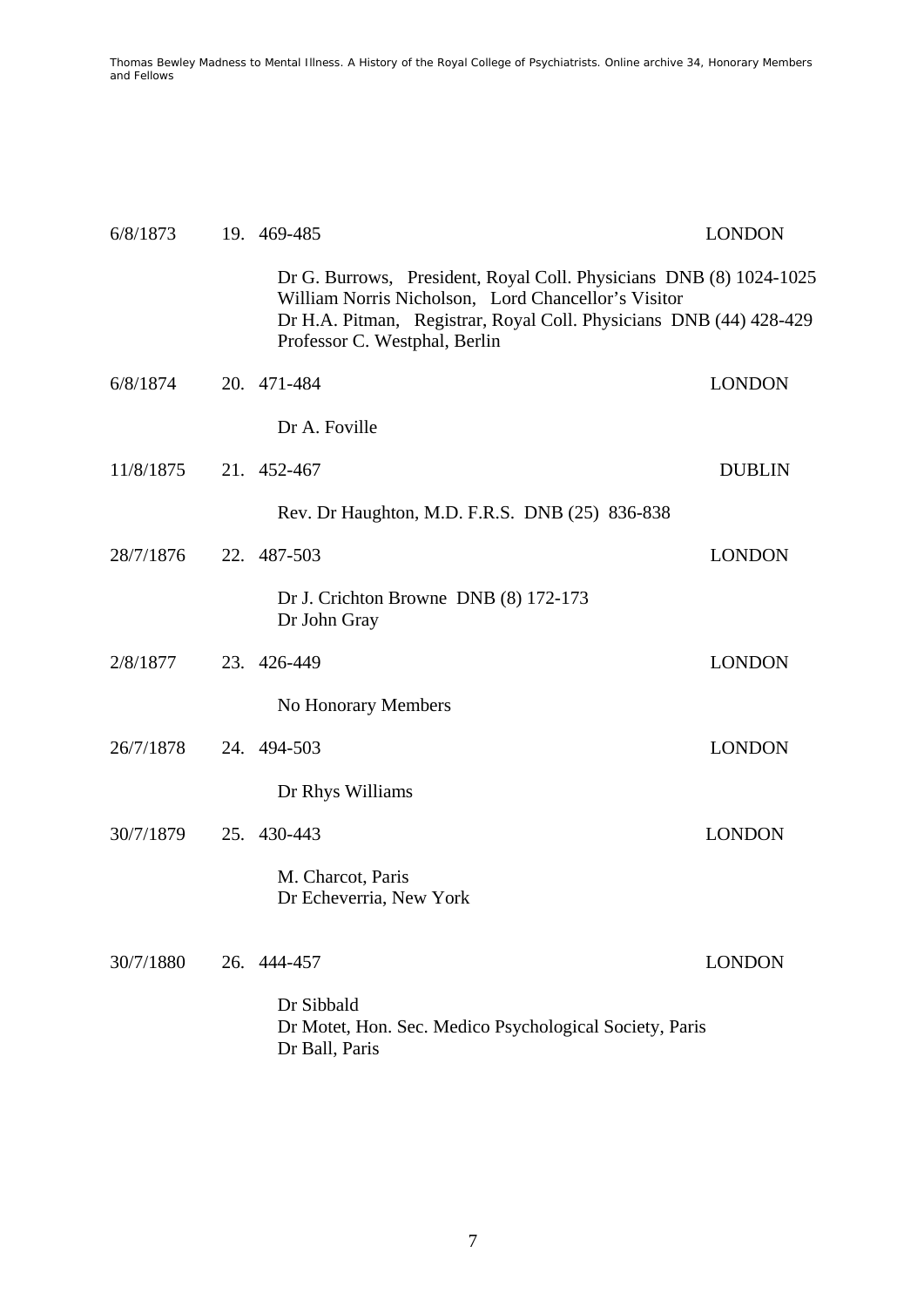6/8/1873 19. 469-485 LONDON

Dr G. Burrows, President, Royal Coll. Physicians DNB (8) 1024-1025
William Norris Nicholson, Lord Chancellor's Visitor
Dr H.A. Pitman, Registrar, Royal Coll. Physicians DNB (44) 428-429
Professor C. Westphal, Berlin

6/8/1874 20. 471-484 LONDON

Dr A. Foville

11/8/1875 21. 452-467 DUBLIN

Rev. Dr Haughton, M.D. F.R.S. DNB (25) 836-838

28/7/1876 22. 487-503 LONDON

Dr J. Crichton Browne DNB (8) 172-173
Dr John Gray

2/8/1877 23. 426-449 LONDON

No Honorary Members

26/7/1878 24. 494-503 LONDON

Dr Rhys Williams

30/7/1879 25. 430-443 LONDON

M. Charcot, Paris
Dr Echeverria, New York

30/7/1880 26. 444-457 LONDON

Dr Sibbald
Dr Motet, Hon. Sec. Medico Psychological Society, Paris
Dr Ball, Paris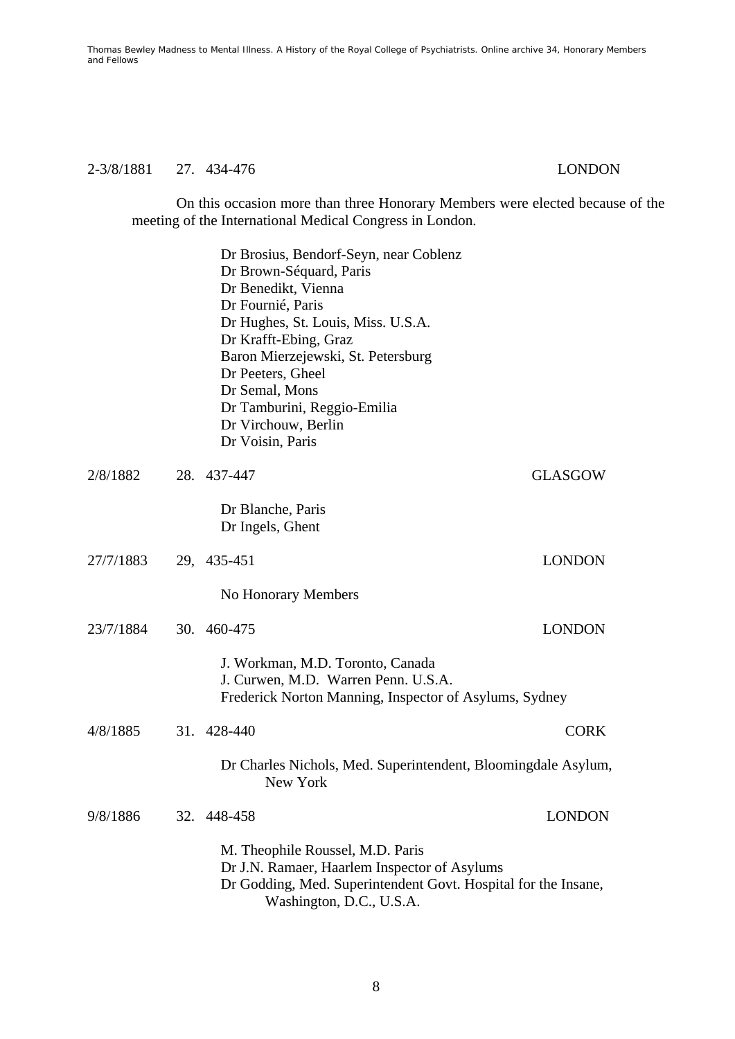2-3/8/1881 27. 434-476 LONDON

On this occasion more than three Honorary Members were elected because of the meeting of the International Medical Congress in London.

Dr Brosius, Bendorf-Seyn, near Coblenz
Dr Brown-Séquard, Paris
Dr Benedikt, Vienna
Dr Fournié, Paris
Dr Hughes, St. Louis, Miss. U.S.A.
Dr Krafft-Ebing, Graz
Baron Mierzejewski, St. Petersburg
Dr Peeters, Gheel
Dr Semal, Mons
Dr Tamburini, Reggio-Emilia
Dr Virchouw, Berlin
Dr Voisin, Paris

2/8/1882 28. 437-447 GLASGOW

Dr Blanche, Paris
Dr Ingels, Ghent

27/7/1883 29, 435-451 LONDON

No Honorary Members

23/7/1884 30. 460-475 LONDON

J. Workman, M.D. Toronto, Canada
J. Curwen, M.D. Warren Penn. U.S.A.
Frederick Norton Manning, Inspector of Asylums, Sydney

4/8/1885 31. 428-440 CORK

Dr Charles Nichols, Med. Superintendent, Bloomingdale Asylum, New York

9/8/1886 32. 448-458 LONDON

M. Theophile Roussel, M.D. Paris
Dr J.N. Ramaer, Haarlem Inspector of Asylums
Dr Godding, Med. Superintendent Govt. Hospital for the Insane, Washington, D.C., U.S.A.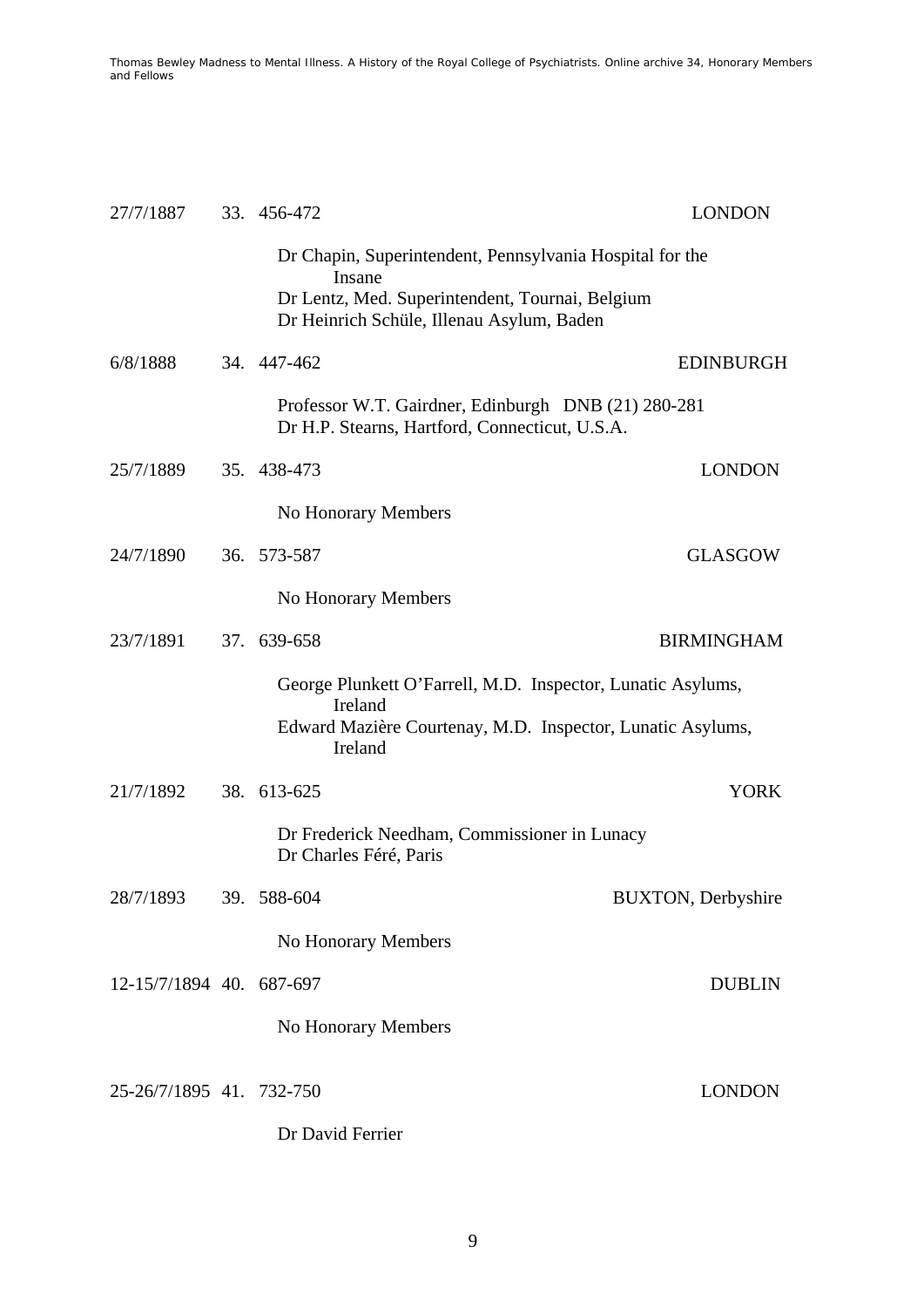27/7/1887 33. 456-472 LONDON

Dr Chapin, Superintendent, Pennsylvania Hospital for the Insane
Dr Lentz, Med. Superintendent, Tournai, Belgium
Dr Heinrich Schüle, Illenau Asylum, Baden

6/8/1888 34. 447-462 EDINBURGH

Professor W.T. Gairdner, Edinburgh DNB (21) 280-281
Dr H.P. Stearns, Hartford, Connecticut, U.S.A.

25/7/1889 35. 438-473 LONDON

No Honorary Members

24/7/1890 36. 573-587 GLASGOW

No Honorary Members

23/7/1891 37. 639-658 BIRMINGHAM

George Plunkett O'Farrell, M.D. Inspector, Lunatic Asylums, Ireland
Edward Mazière Courtenay, M.D. Inspector, Lunatic Asylums, Ireland

21/7/1892 38. 613-625 YORK

Dr Frederick Needham, Commissioner in Lunacy
Dr Charles Féré, Paris

28/7/1893 39. 588-604 BUXTON, Derbyshire

No Honorary Members

12-15/7/1894 40. 687-697 DUBLIN

No Honorary Members

25-26/7/1895 41. 732-750 LONDON

Dr David Ferrier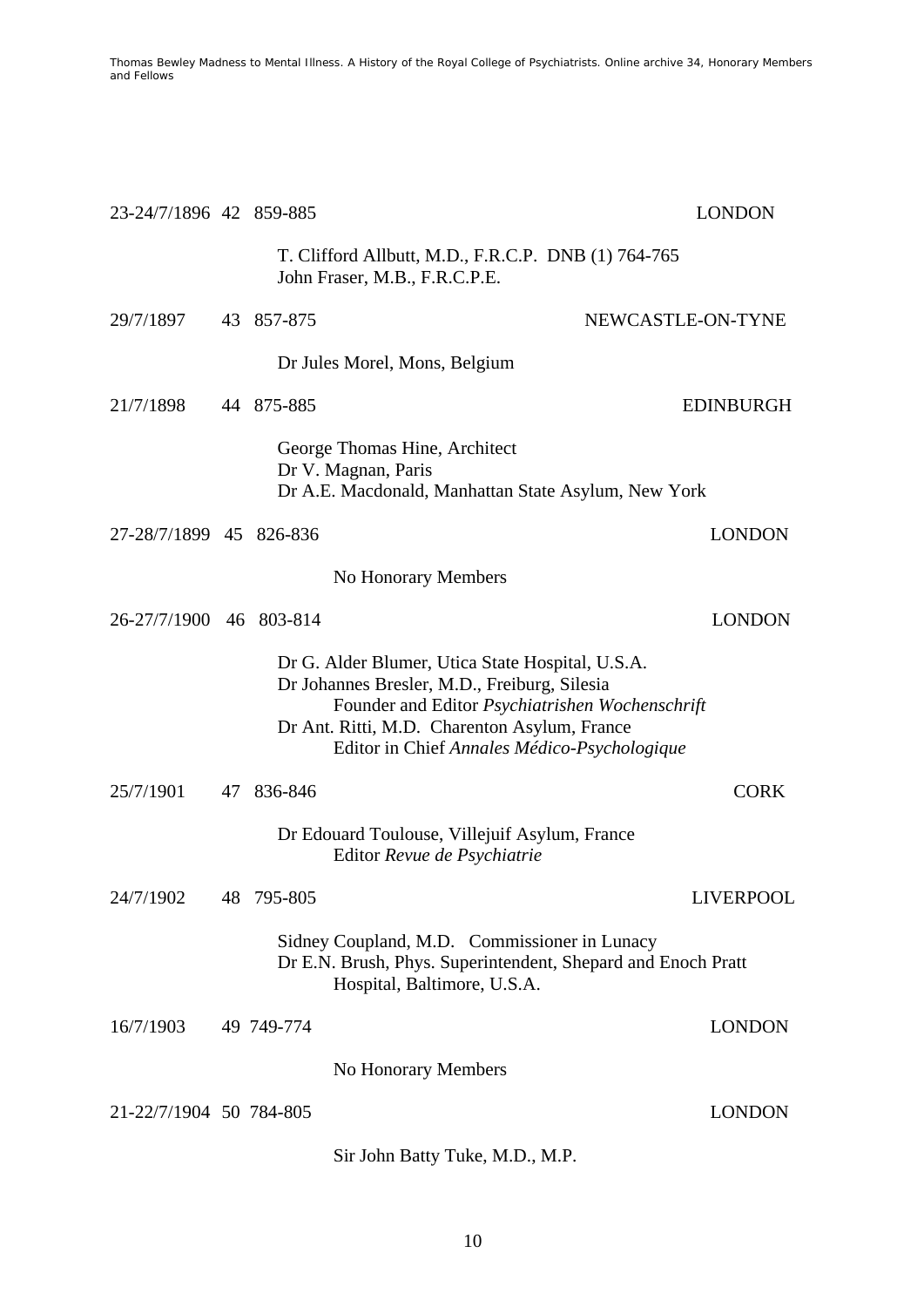23-24/7/1896 42 859-885 LONDON

T. Clifford Allbutt, M.D., F.R.C.P. DNB (1) 764-765
John Fraser, M.B., F.R.C.P.E.

29/7/1897 43 857-875 NEWCASTLE-ON-TYNE

Dr Jules Morel, Mons, Belgium

21/7/1898 44 875-885 EDINBURGH

George Thomas Hine, Architect
Dr V. Magnan, Paris
Dr A.E. Macdonald, Manhattan State Asylum, New York

27-28/7/1899 45 826-836 LONDON

No Honorary Members

26-27/7/1900 46 803-814 LONDON

Dr G. Alder Blumer, Utica State Hospital, U.S.A.
Dr Johannes Bresler, M.D., Freiburg, Silesia
Founder and Editor *Psychiatrishen Wochenschrift*
Dr Ant. Ritti, M.D. Charenton Asylum, France
Editor in Chief *Annales Médico-Psychologique*

25/7/1901 47 836-846 CORK

Dr Edouard Toulouse, Villejuif Asylum, France
Editor *Revue de Psychiatrie*

24/7/1902 48 795-805 LIVERPOOL

Sidney Coupland, M.D. Commissioner in Lunacy
Dr E.N. Brush, Phys. Superintendent, Shepard and Enoch Pratt Hospital, Baltimore, U.S.A.

16/7/1903 49 749-774 LONDON

No Honorary Members

21-22/7/1904 50 784-805 LONDON

Sir John Batty Tuke, M.D., M.P.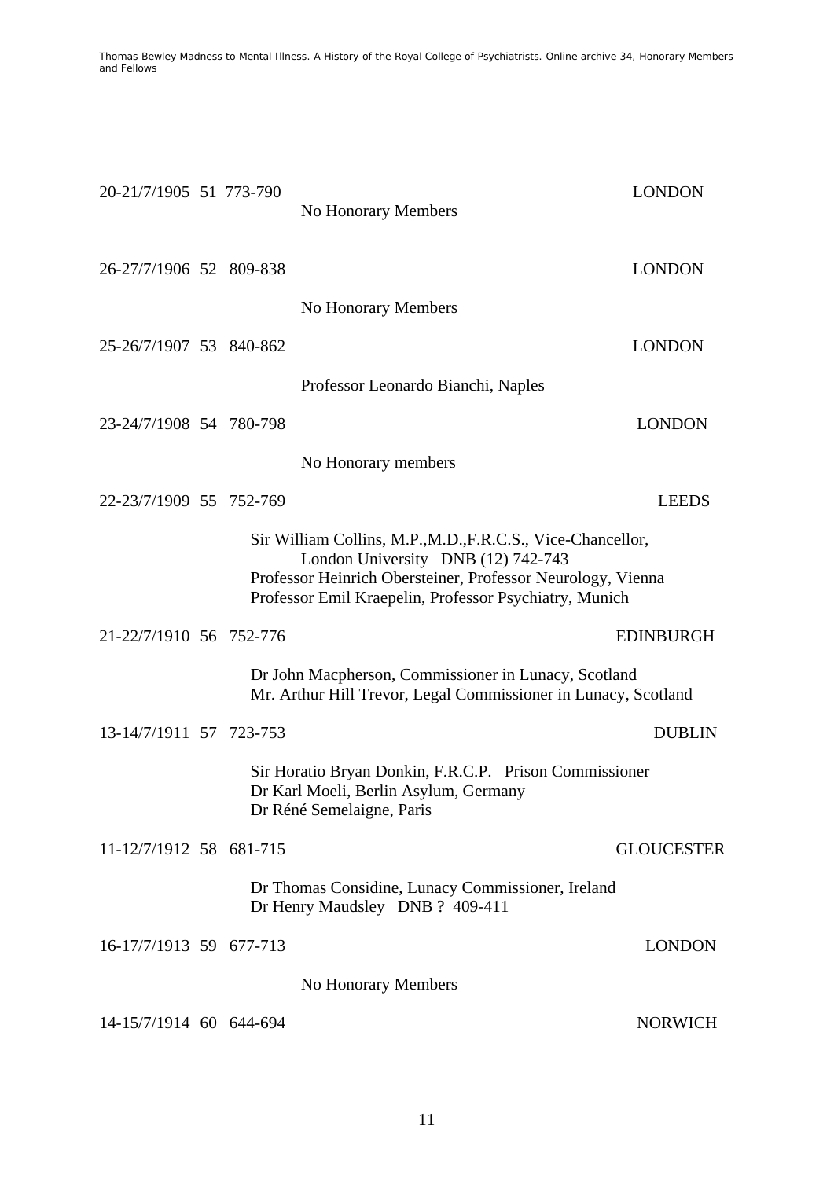20-21/7/1905 51 773-790 LONDON

No Honorary Members

26-27/7/1906 52 809-838 LONDON

No Honorary Members

25-26/7/1907 53 840-862 LONDON

Professor Leonardo Bianchi, Naples

23-24/7/1908 54 780-798 LONDON

No Honorary members

22-23/7/1909 55 752-769 LEEDS

Sir William Collins, M.P.,M.D.,F.R.C.S., Vice-Chancellor, London University DNB (12) 742-743
Professor Heinrich Obersteiner, Professor Neurology, Vienna
Professor Emil Kraepelin, Professor Psychiatry, Munich

21-22/7/1910 56 752-776 EDINBURGH

Dr John Macpherson, Commissioner in Lunacy, Scotland
Mr. Arthur Hill Trevor, Legal Commissioner in Lunacy, Scotland

13-14/7/1911 57 723-753 DUBLIN

Sir Horatio Bryan Donkin, F.R.C.P. Prison Commissioner
Dr Karl Moeli, Berlin Asylum, Germany
Dr Réné Semelaigne, Paris

11-12/7/1912 58 681-715 GLOUCESTER

Dr Thomas Considine, Lunacy Commissioner, Ireland
Dr Henry Maudsley DNB ? 409-411

16-17/7/1913 59 677-713 LONDON

No Honorary Members

14-15/7/1914 60 644-694 NORWICH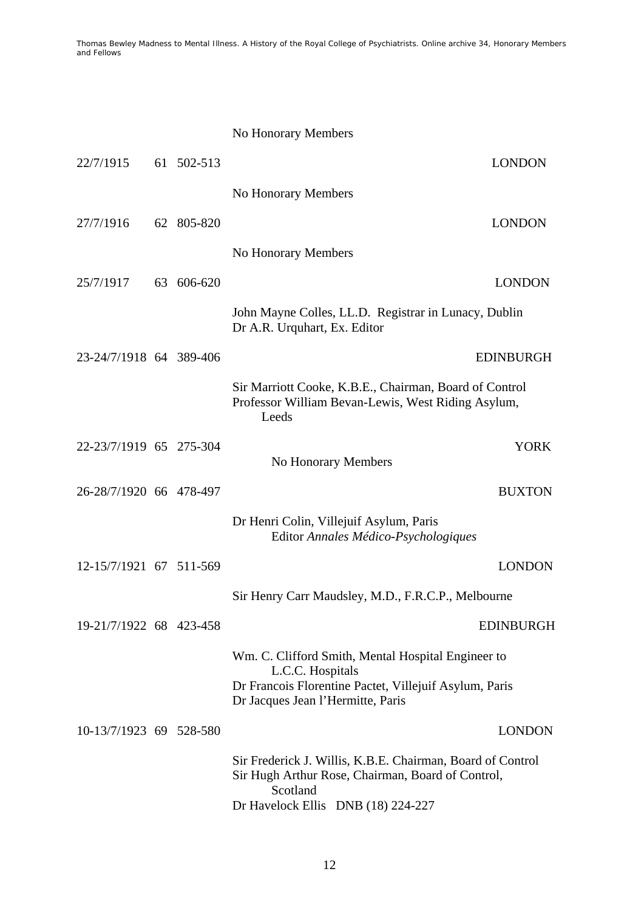No Honorary Members

| | | | | |
|---|---|---|---|---|
| 22/7/1915 | 61 | 502-513 | | LONDON |
| | | | No Honorary Members | |
| 27/7/1916 | 62 | 805-820 | | LONDON |
| | | | No Honorary Members | |
| 25/7/1917 | 63 | 606-620 | | LONDON |
| | | | John Mayne Colles, LL.D. Registrar in Lunacy, Dublin<br>Dr A.R. Urquhart, Ex. Editor | |
| 23-24/7/1918 | 64 | 389-406 | | EDINBURGH |
| | | | Sir Marriott Cooke, K.B.E., Chairman, Board of Control<br>Professor William Bevan-Lewis, West Riding Asylum, Leeds | |
| 22-23/7/1919 | 65 | 275-304 | No Honorary Members | YORK |
| 26-28/7/1920 | 66 | 478-497 | | BUXTON |
| | | | Dr Henri Colin, Villejuif Asylum, Paris<br>Editor *Annales Médico-Psychologiques* | |
| 12-15/7/1921 | 67 | 511-569 | | LONDON |
| | | | Sir Henry Carr Maudsley, M.D., F.R.C.P., Melbourne | |
| 19-21/7/1922 | 68 | 423-458 | | EDINBURGH |
| | | | Wm. C. Clifford Smith, Mental Hospital Engineer to L.C.C. Hospitals<br>Dr Francois Florentine Pactet, Villejuif Asylum, Paris<br>Dr Jacques Jean l'Hermitte, Paris | |
| 10-13/7/1923 | 69 | 528-580 | | LONDON |
| | | | Sir Frederick J. Willis, K.B.E. Chairman, Board of Control<br>Sir Hugh Arthur Rose, Chairman, Board of Control, Scotland<br>Dr Havelock Ellis DNB (18) 224-227 | |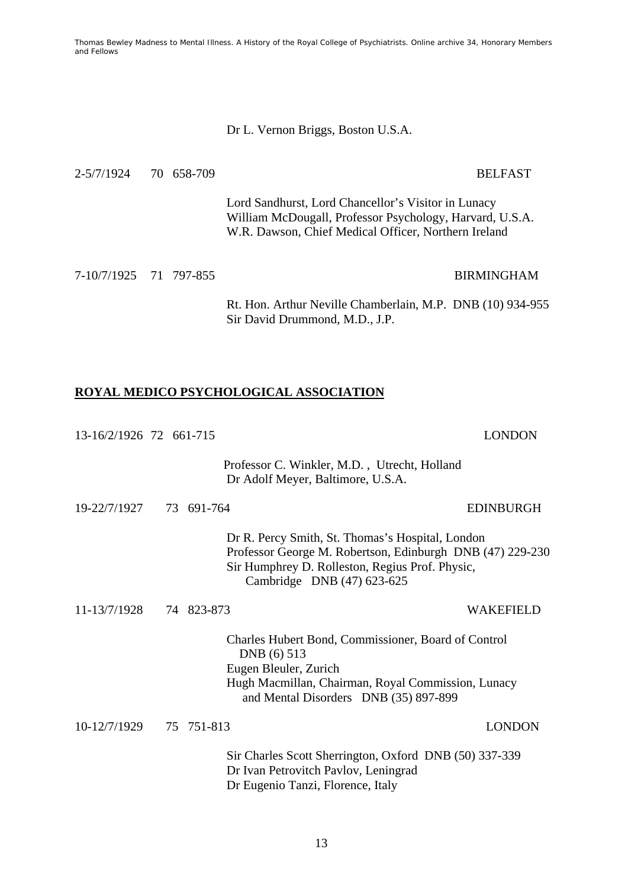Dr L. Vernon Briggs, Boston U.S.A.

2-5/7/1924 70 658-709 BELFAST

Lord Sandhurst, Lord Chancellor's Visitor in Lunacy
William McDougall, Professor Psychology, Harvard, U.S.A.
W.R. Dawson, Chief Medical Officer, Northern Ireland

7-10/7/1925 71 797-855 BIRMINGHAM

Rt. Hon. Arthur Neville Chamberlain, M.P. DNB (10) 934-955
Sir David Drummond, M.D., J.P.

## ROYAL MEDICO PSYCHOLOGICAL ASSOCIATION

13-16/2/1926 72 661-715 LONDON

Professor C. Winkler, M.D. , Utrecht, Holland
Dr Adolf Meyer, Baltimore, U.S.A.

19-22/7/1927 73 691-764 EDINBURGH

Dr R. Percy Smith, St. Thomas's Hospital, London
Professor George M. Robertson, Edinburgh DNB (47) 229-230
Sir Humphrey D. Rolleston, Regius Prof. Physic, Cambridge DNB (47) 623-625

11-13/7/1928 74 823-873 WAKEFIELD

Charles Hubert Bond, Commissioner, Board of Control DNB (6) 513
Eugen Bleuler, Zurich
Hugh Macmillan, Chairman, Royal Commission, Lunacy and Mental Disorders DNB (35) 897-899

10-12/7/1929 75 751-813 LONDON

Sir Charles Scott Sherrington, Oxford DNB (50) 337-339
Dr Ivan Petrovitch Pavlov, Leningrad
Dr Eugenio Tanzi, Florence, Italy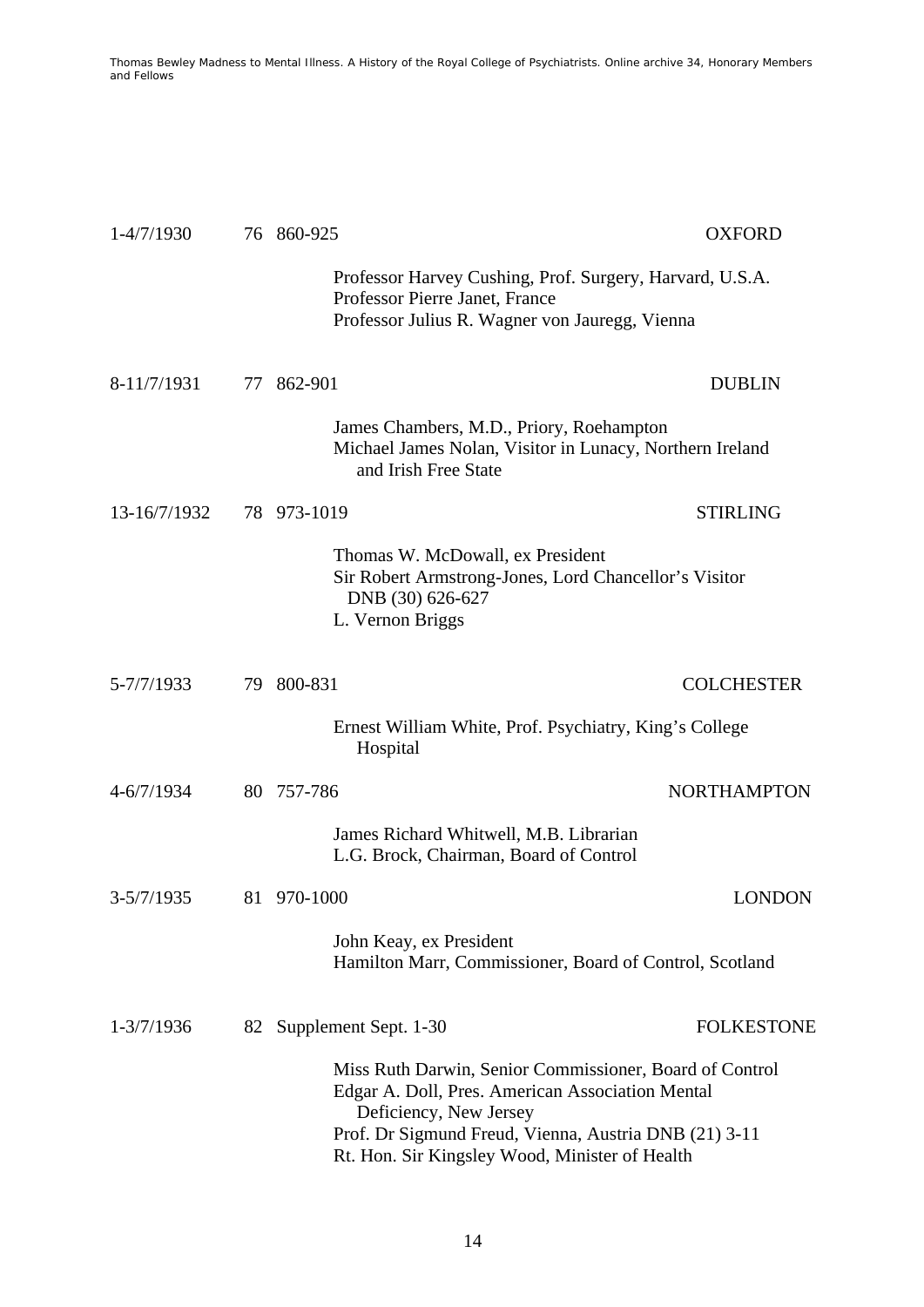1-4/7/1930 76 860-925 OXFORD

Professor Harvey Cushing, Prof. Surgery, Harvard, U.S.A.
Professor Pierre Janet, France
Professor Julius R. Wagner von Jauregg, Vienna

8-11/7/1931 77 862-901 DUBLIN

James Chambers, M.D., Priory, Roehampton
Michael James Nolan, Visitor in Lunacy, Northern Ireland and Irish Free State

13-16/7/1932 78 973-1019 STIRLING

Thomas W. McDowall, ex President
Sir Robert Armstrong-Jones, Lord Chancellor's Visitor DNB (30) 626-627
L. Vernon Briggs

5-7/7/1933 79 800-831 COLCHESTER

Ernest William White, Prof. Psychiatry, King's College Hospital

4-6/7/1934 80 757-786 NORTHAMPTON

James Richard Whitwell, M.B. Librarian
L.G. Brock, Chairman, Board of Control

3-5/7/1935 81 970-1000 LONDON

John Keay, ex President
Hamilton Marr, Commissioner, Board of Control, Scotland

1-3/7/1936 82 Supplement Sept. 1-30 FOLKESTONE

Miss Ruth Darwin, Senior Commissioner, Board of Control
Edgar A. Doll, Pres. American Association Mental Deficiency, New Jersey
Prof. Dr Sigmund Freud, Vienna, Austria DNB (21) 3-11
Rt. Hon. Sir Kingsley Wood, Minister of Health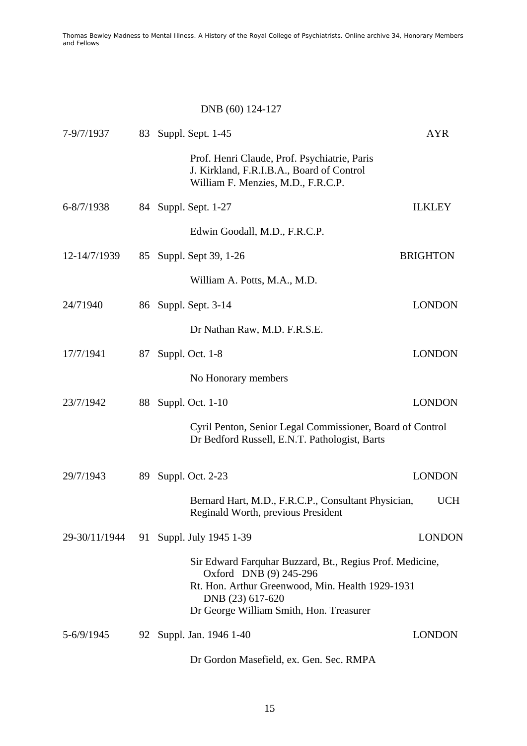DNB (60) 124-127

| | | | |
|---|---|---|---|
| 7-9/7/1937 | 83 | Suppl. Sept. 1-45 | AYR |
| | | Prof. Henri Claude, Prof. Psychiatrie, Paris<br>J. Kirkland, F.R.I.B.A., Board of Control<br>William F. Menzies, M.D., F.R.C.P. | |
| 6-8/7/1938 | 84 | Suppl. Sept. 1-27 | ILKLEY |
| | | Edwin Goodall, M.D., F.R.C.P. | |
| 12-14/7/1939 | 85 | Suppl. Sept 39, 1-26 | BRIGHTON |
| | | William A. Potts, M.A., M.D. | |
| 24/71940 | 86 | Suppl. Sept. 3-14 | LONDON |
| | | Dr Nathan Raw, M.D. F.R.S.E. | |
| 17/7/1941 | 87 | Suppl. Oct. 1-8 | LONDON |
| | | No Honorary members | |
| 23/7/1942 | 88 | Suppl. Oct. 1-10 | LONDON |
| | | Cyril Penton, Senior Legal Commissioner, Board of Control<br>Dr Bedford Russell, E.N.T. Pathologist, Barts | |
| 29/7/1943 | 89 | Suppl. Oct. 2-23 | LONDON |
| | | Bernard Hart, M.D., F.R.C.P., Consultant Physician, UCH<br>Reginald Worth, previous President | |
| 29-30/11/1944 | 91 | Suppl. July 1945 1-39 | LONDON |
| | | Sir Edward Farquhar Buzzard, Bt., Regius Prof. Medicine, Oxford DNB (9) 245-296<br>Rt. Hon. Arthur Greenwood, Min. Health 1929-1931 DNB (23) 617-620<br>Dr George William Smith, Hon. Treasurer | |
| 5-6/9/1945 | 92 | Suppl. Jan. 1946 1-40 | LONDON |
| | | Dr Gordon Masefield, ex. Gen. Sec. RMPA | |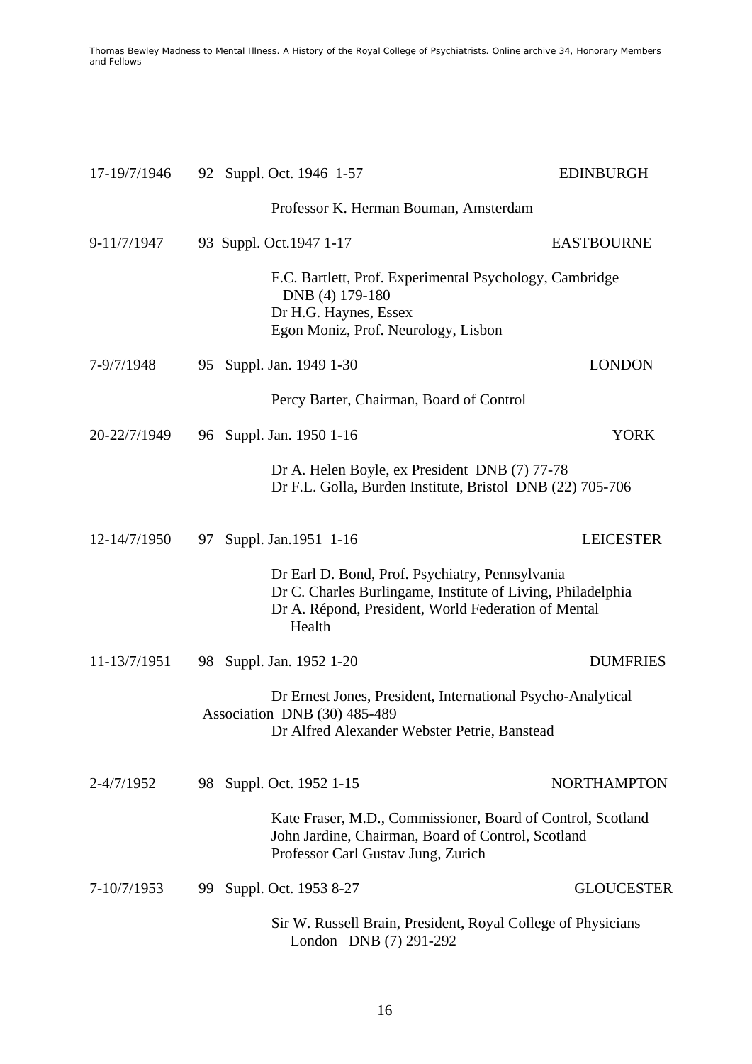17-19/7/1946 92 Suppl. Oct. 1946 1-57 EDINBURGH

Professor K. Herman Bouman, Amsterdam

9-11/7/1947 93 Suppl. Oct.1947 1-17 EASTBOURNE

F.C. Bartlett, Prof. Experimental Psychology, Cambridge DNB (4) 179-180
Dr H.G. Haynes, Essex
Egon Moniz, Prof. Neurology, Lisbon

7-9/7/1948 95 Suppl. Jan. 1949 1-30 LONDON

Percy Barter, Chairman, Board of Control

20-22/7/1949 96 Suppl. Jan. 1950 1-16 YORK

Dr A. Helen Boyle, ex President DNB (7) 77-78
Dr F.L. Golla, Burden Institute, Bristol DNB (22) 705-706

12-14/7/1950 97 Suppl. Jan.1951 1-16 LEICESTER

Dr Earl D. Bond, Prof. Psychiatry, Pennsylvania
Dr C. Charles Burlingame, Institute of Living, Philadelphia
Dr A. Répond, President, World Federation of Mental Health

11-13/7/1951 98 Suppl. Jan. 1952 1-20 DUMFRIES

Dr Ernest Jones, President, International Psycho-Analytical Association DNB (30) 485-489
Dr Alfred Alexander Webster Petrie, Banstead

2-4/7/1952 98 Suppl. Oct. 1952 1-15 NORTHAMPTON

Kate Fraser, M.D., Commissioner, Board of Control, Scotland
John Jardine, Chairman, Board of Control, Scotland
Professor Carl Gustav Jung, Zurich

7-10/7/1953 99 Suppl. Oct. 1953 8-27 GLOUCESTER

Sir W. Russell Brain, President, Royal College of Physicians London DNB (7) 291-292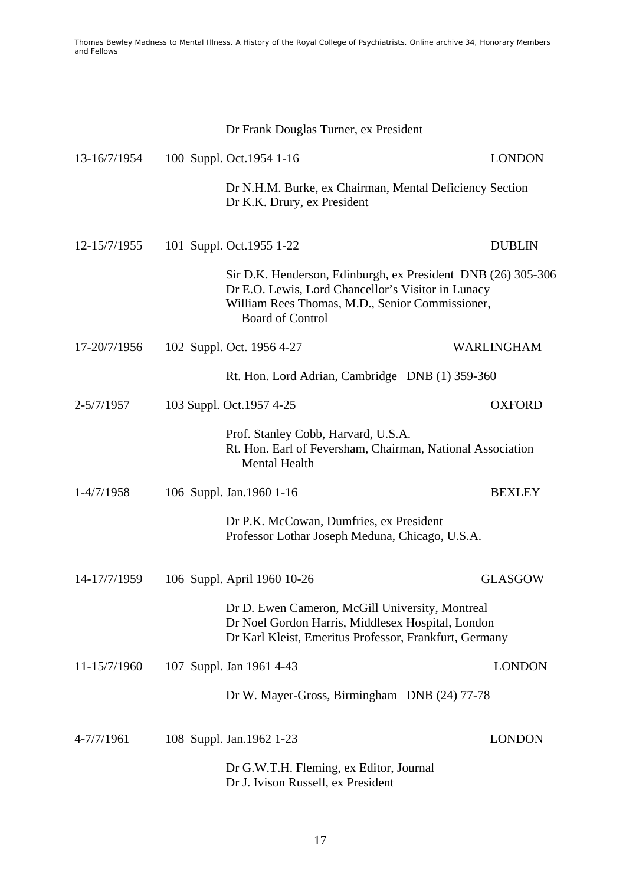| | | |
|---|---|---|
| | Dr Frank Douglas Turner, ex President | |
| 13-16/7/1954 | 100 Suppl. Oct.1954 1-16 | LONDON |
| | Dr N.H.M. Burke, ex Chairman, Mental Deficiency Section<br>Dr K.K. Drury, ex President | |
| 12-15/7/1955 | 101 Suppl. Oct.1955 1-22 | DUBLIN |
| | Sir D.K. Henderson, Edinburgh, ex President DNB (26) 305-306<br>Dr E.O. Lewis, Lord Chancellor's Visitor in Lunacy<br>William Rees Thomas, M.D., Senior Commissioner, Board of Control | |
| 17-20/7/1956 | 102 Suppl. Oct. 1956 4-27 | WARLINGHAM |
| | Rt. Hon. Lord Adrian, Cambridge DNB (1) 359-360 | |
| 2-5/7/1957 | 103 Suppl. Oct.1957 4-25 | OXFORD |
| | Prof. Stanley Cobb, Harvard, U.S.A.<br>Rt. Hon. Earl of Feversham, Chairman, National Association Mental Health | |
| 1-4/7/1958 | 106 Suppl. Jan.1960 1-16 | BEXLEY |
| | Dr P.K. McCowan, Dumfries, ex President<br>Professor Lothar Joseph Meduna, Chicago, U.S.A. | |
| 14-17/7/1959 | 106 Suppl. April 1960 10-26 | GLASGOW |
| | Dr D. Ewen Cameron, McGill University, Montreal<br>Dr Noel Gordon Harris, Middlesex Hospital, London<br>Dr Karl Kleist, Emeritus Professor, Frankfurt, Germany | |
| 11-15/7/1960 | 107 Suppl. Jan 1961 4-43 | LONDON |
| | Dr W. Mayer-Gross, Birmingham DNB (24) 77-78 | |
| 4-7/7/1961 | 108 Suppl. Jan.1962 1-23 | LONDON |
| | Dr G.W.T.H. Fleming, ex Editor, Journal<br>Dr J. Ivison Russell, ex President | |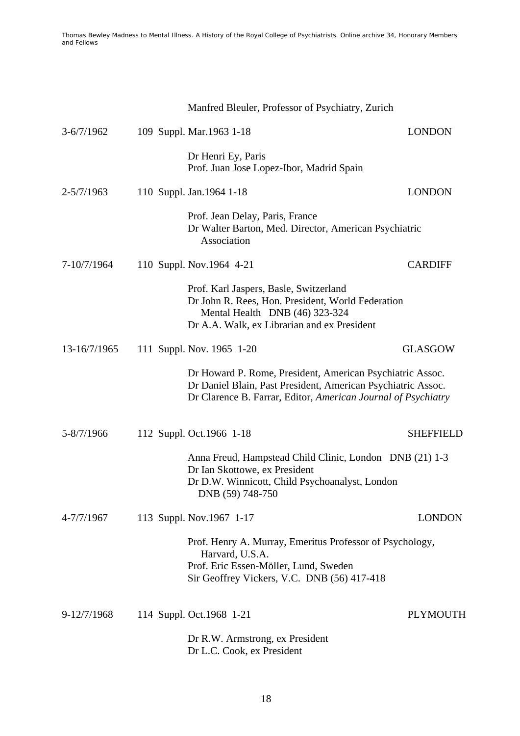Manfred Bleuler, Professor of Psychiatry, Zurich

| | | |
|---|---|---|
| 3-6/7/1962 | 109 Suppl. Mar.1963 1-18 | LONDON |
| | Dr Henri Ey, Paris<br>Prof. Juan Jose Lopez-Ibor, Madrid Spain | |
| 2-5/7/1963 | 110 Suppl. Jan.1964 1-18 | LONDON |
| | Prof. Jean Delay, Paris, France<br>Dr Walter Barton, Med. Director, American Psychiatric Association | |
| 7-10/7/1964 | 110 Suppl. Nov.1964 4-21 | CARDIFF |
| | Prof. Karl Jaspers, Basle, Switzerland<br>Dr John R. Rees, Hon. President, World Federation Mental Health DNB (46) 323-324<br>Dr A.A. Walk, ex Librarian and ex President | |
| 13-16/7/1965 | 111 Suppl. Nov. 1965 1-20 | GLASGOW |
| | Dr Howard P. Rome, President, American Psychiatric Assoc.<br>Dr Daniel Blain, Past President, American Psychiatric Assoc.<br>Dr Clarence B. Farrar, Editor, *American Journal of Psychiatry* | |
| 5-8/7/1966 | 112 Suppl. Oct.1966 1-18 | SHEFFIELD |
| | Anna Freud, Hampstead Child Clinic, London DNB (21) 1-3<br>Dr Ian Skottowe, ex President<br>Dr D.W. Winnicott, Child Psychoanalyst, London DNB (59) 748-750 | |
| 4-7/7/1967 | 113 Suppl. Nov.1967 1-17 | LONDON |
| | Prof. Henry A. Murray, Emeritus Professor of Psychology, Harvard, U.S.A.<br>Prof. Eric Essen-Möller, Lund, Sweden<br>Sir Geoffrey Vickers, V.C. DNB (56) 417-418 | |
| 9-12/7/1968 | 114 Suppl. Oct.1968 1-21 | PLYMOUTH |
| | Dr R.W. Armstrong, ex President<br>Dr L.C. Cook, ex President | |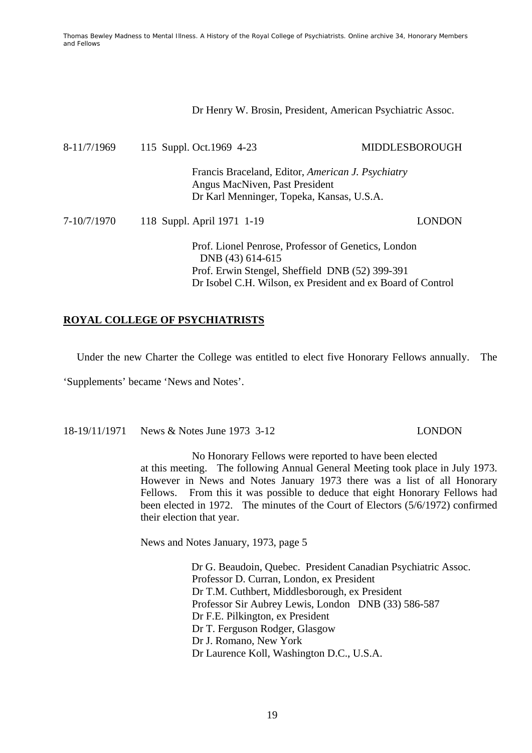Dr Henry W. Brosin, President, American Psychiatric Assoc.

8-11/7/1969 115 Suppl. Oct.1969 4-23 MIDDLESBOROUGH

Francis Braceland, Editor, *American J. Psychiatry*
Angus MacNiven, Past President
Dr Karl Menninger, Topeka, Kansas, U.S.A.

7-10/7/1970 118 Suppl. April 1971 1-19 LONDON

Prof. Lionel Penrose, Professor of Genetics, London DNB (43) 614-615
Prof. Erwin Stengel, Sheffield DNB (52) 399-391
Dr Isobel C.H. Wilson, ex President and ex Board of Control

## ROYAL COLLEGE OF PSYCHIATRISTS

Under the new Charter the College was entitled to elect five Honorary Fellows annually. The 'Supplements' became 'News and Notes'.

18-19/11/1971 News & Notes June 1973 3-12 LONDON

No Honorary Fellows were reported to have been elected at this meeting. The following Annual General Meeting took place in July 1973. However in News and Notes January 1973 there was a list of all Honorary Fellows. From this it was possible to deduce that eight Honorary Fellows had been elected in 1972. The minutes of the Court of Electors (5/6/1972) confirmed their election that year.

News and Notes January, 1973, page 5

Dr G. Beaudoin, Quebec. President Canadian Psychiatric Assoc.
Professor D. Curran, London, ex President
Dr T.M. Cuthbert, Middlesborough, ex President
Professor Sir Aubrey Lewis, London DNB (33) 586-587
Dr F.E. Pilkington, ex President
Dr T. Ferguson Rodger, Glasgow
Dr J. Romano, New York
Dr Laurence Koll, Washington D.C., U.S.A.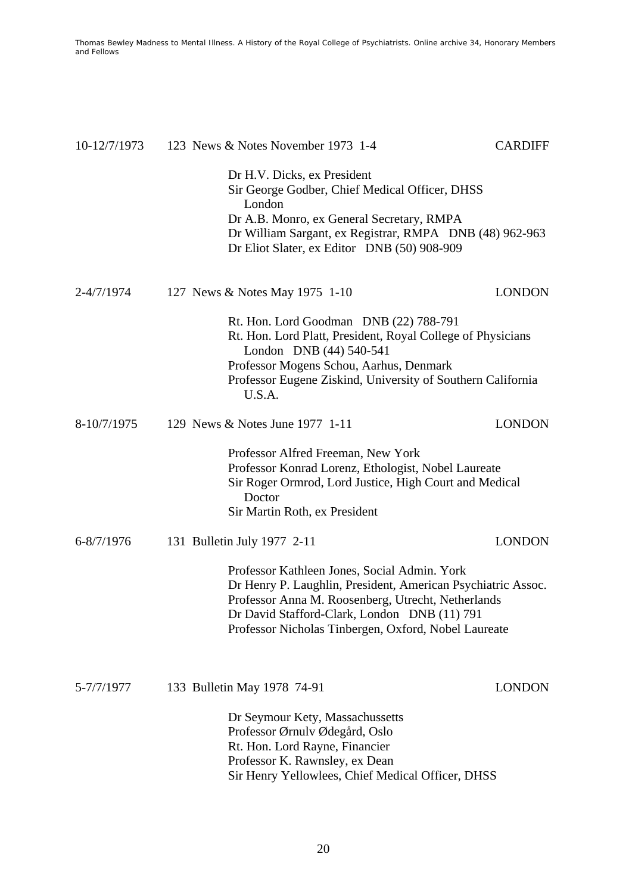10-12/7/1973 123 News & Notes November 1973 1-4 CARDIFF

Dr H.V. Dicks, ex President
Sir George Godber, Chief Medical Officer, DHSS London
Dr A.B. Monro, ex General Secretary, RMPA
Dr William Sargant, ex Registrar, RMPA DNB (48) 962-963
Dr Eliot Slater, ex Editor DNB (50) 908-909

2-4/7/1974 127 News & Notes May 1975 1-10 LONDON

Rt. Hon. Lord Goodman DNB (22) 788-791
Rt. Hon. Lord Platt, President, Royal College of Physicians London DNB (44) 540-541
Professor Mogens Schou, Aarhus, Denmark
Professor Eugene Ziskind, University of Southern California U.S.A.

8-10/7/1975 129 News & Notes June 1977 1-11 LONDON

Professor Alfred Freeman, New York
Professor Konrad Lorenz, Ethologist, Nobel Laureate
Sir Roger Ormrod, Lord Justice, High Court and Medical Doctor
Sir Martin Roth, ex President

6-8/7/1976 131 Bulletin July 1977 2-11 LONDON

Professor Kathleen Jones, Social Admin. York
Dr Henry P. Laughlin, President, American Psychiatric Assoc.
Professor Anna M. Roosenberg, Utrecht, Netherlands
Dr David Stafford-Clark, London DNB (11) 791
Professor Nicholas Tinbergen, Oxford, Nobel Laureate

5-7/7/1977 133 Bulletin May 1978 74-91 LONDON

Dr Seymour Kety, Massachussetts
Professor Ørnulv Ødegård, Oslo
Rt. Hon. Lord Rayne, Financier
Professor K. Rawnsley, ex Dean
Sir Henry Yellowlees, Chief Medical Officer, DHSS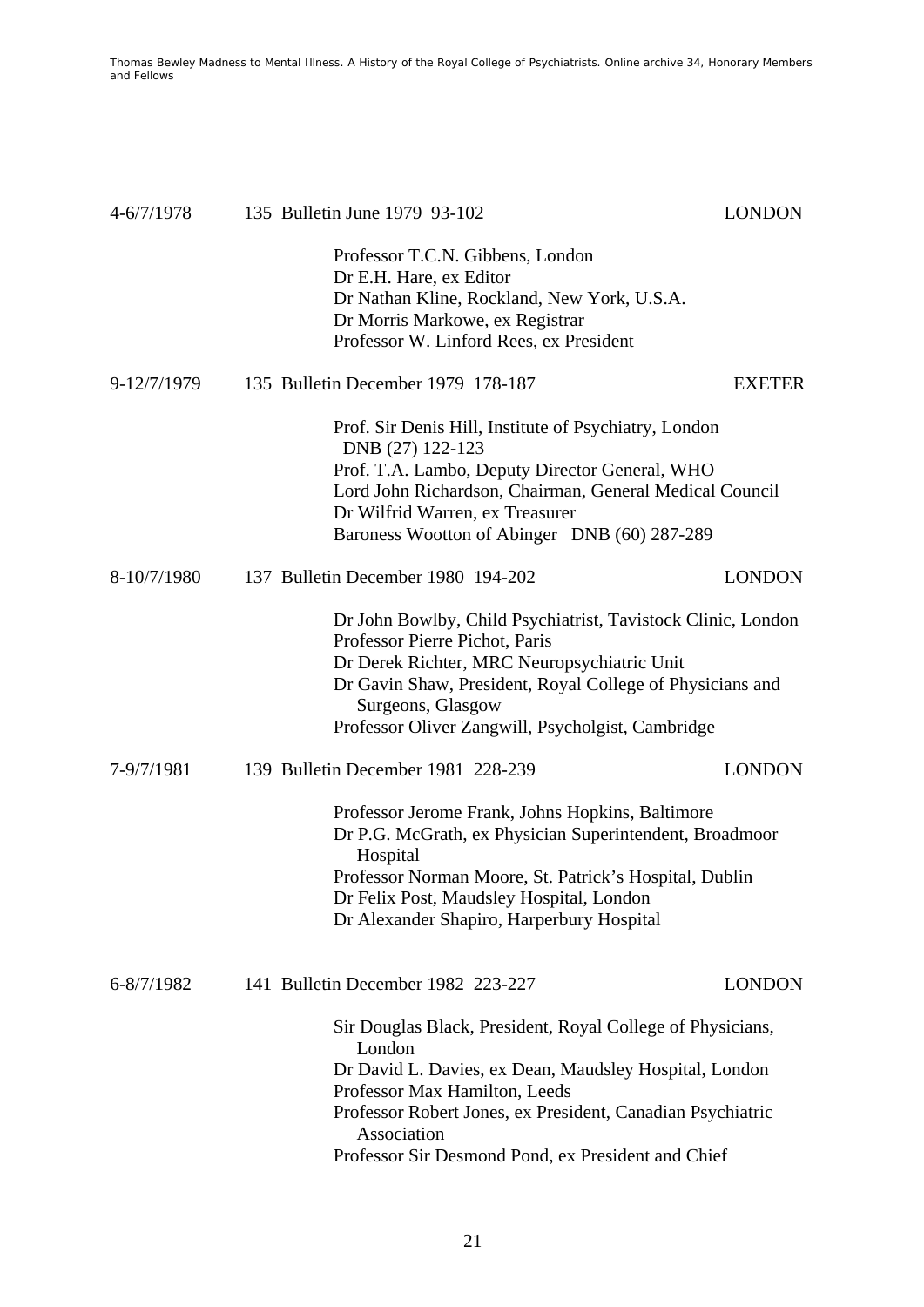| | | |
|---|---|---|
| 4-6/7/1978 | 135 Bulletin June 1979 93-102 | LONDON |
| | Professor T.C.N. Gibbens, London<br>Dr E.H. Hare, ex Editor<br>Dr Nathan Kline, Rockland, New York, U.S.A.<br>Dr Morris Markowe, ex Registrar<br>Professor W. Linford Rees, ex President | |
| 9-12/7/1979 | 135 Bulletin December 1979 178-187 | EXETER |
| | Prof. Sir Denis Hill, Institute of Psychiatry, London DNB (27) 122-123<br>Prof. T.A. Lambo, Deputy Director General, WHO<br>Lord John Richardson, Chairman, General Medical Council<br>Dr Wilfrid Warren, ex Treasurer<br>Baroness Wootton of Abinger DNB (60) 287-289 | |
| 8-10/7/1980 | 137 Bulletin December 1980 194-202 | LONDON |
| | Dr John Bowlby, Child Psychiatrist, Tavistock Clinic, London<br>Professor Pierre Pichot, Paris<br>Dr Derek Richter, MRC Neuropsychiatric Unit<br>Dr Gavin Shaw, President, Royal College of Physicians and Surgeons, Glasgow<br>Professor Oliver Zangwill, Psycholgist, Cambridge | |
| 7-9/7/1981 | 139 Bulletin December 1981 228-239 | LONDON |
| | Professor Jerome Frank, Johns Hopkins, Baltimore<br>Dr P.G. McGrath, ex Physician Superintendent, Broadmoor Hospital<br>Professor Norman Moore, St. Patrick's Hospital, Dublin<br>Dr Felix Post, Maudsley Hospital, London<br>Dr Alexander Shapiro, Harperbury Hospital | |
| 6-8/7/1982 | 141 Bulletin December 1982 223-227 | LONDON |
| | Sir Douglas Black, President, Royal College of Physicians, London<br>Dr David L. Davies, ex Dean, Maudsley Hospital, London<br>Professor Max Hamilton, Leeds<br>Professor Robert Jones, ex President, Canadian Psychiatric Association<br>Professor Sir Desmond Pond, ex President and Chief | |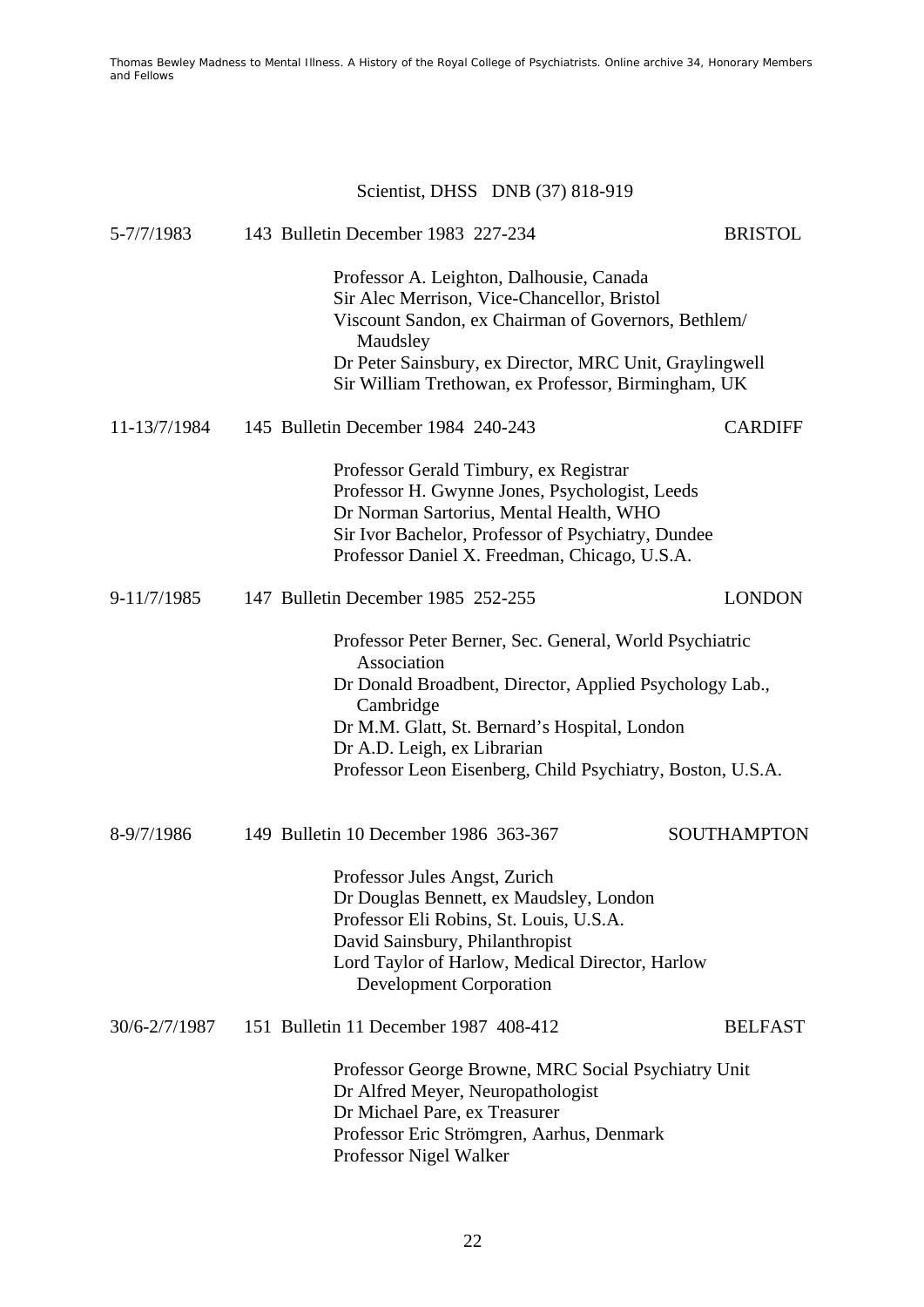Scientist, DHSS DNB (37) 818-919

| | | |
|---|---|---|
| 5-7/7/1983 | 143 Bulletin December 1983 227-234 | BRISTOL |
| | Professor A. Leighton, Dalhousie, Canada<br>Sir Alec Merrison, Vice-Chancellor, Bristol<br>Viscount Sandon, ex Chairman of Governors, Bethlem/ Maudsley<br>Dr Peter Sainsbury, ex Director, MRC Unit, Graylingwell<br>Sir William Trethowan, ex Professor, Birmingham, UK | |
| 11-13/7/1984 | 145 Bulletin December 1984 240-243 | CARDIFF |
| | Professor Gerald Timbury, ex Registrar<br>Professor H. Gwynne Jones, Psychologist, Leeds<br>Dr Norman Sartorius, Mental Health, WHO<br>Sir Ivor Bachelor, Professor of Psychiatry, Dundee<br>Professor Daniel X. Freedman, Chicago, U.S.A. | |
| 9-11/7/1985 | 147 Bulletin December 1985 252-255 | LONDON |
| | Professor Peter Berner, Sec. General, World Psychiatric Association<br>Dr Donald Broadbent, Director, Applied Psychology Lab., Cambridge<br>Dr M.M. Glatt, St. Bernard's Hospital, London<br>Dr A.D. Leigh, ex Librarian<br>Professor Leon Eisenberg, Child Psychiatry, Boston, U.S.A. | |
| 8-9/7/1986 | 149 Bulletin 10 December 1986 363-367 | SOUTHAMPTON |
| | Professor Jules Angst, Zurich<br>Dr Douglas Bennett, ex Maudsley, London<br>Professor Eli Robins, St. Louis, U.S.A.<br>David Sainsbury, Philanthropist<br>Lord Taylor of Harlow, Medical Director, Harlow Development Corporation | |
| 30/6-2/7/1987 | 151 Bulletin 11 December 1987 408-412 | BELFAST |
| | Professor George Browne, MRC Social Psychiatry Unit<br>Dr Alfred Meyer, Neuropathologist<br>Dr Michael Pare, ex Treasurer<br>Professor Eric Strömgren, Aarhus, Denmark<br>Professor Nigel Walker | |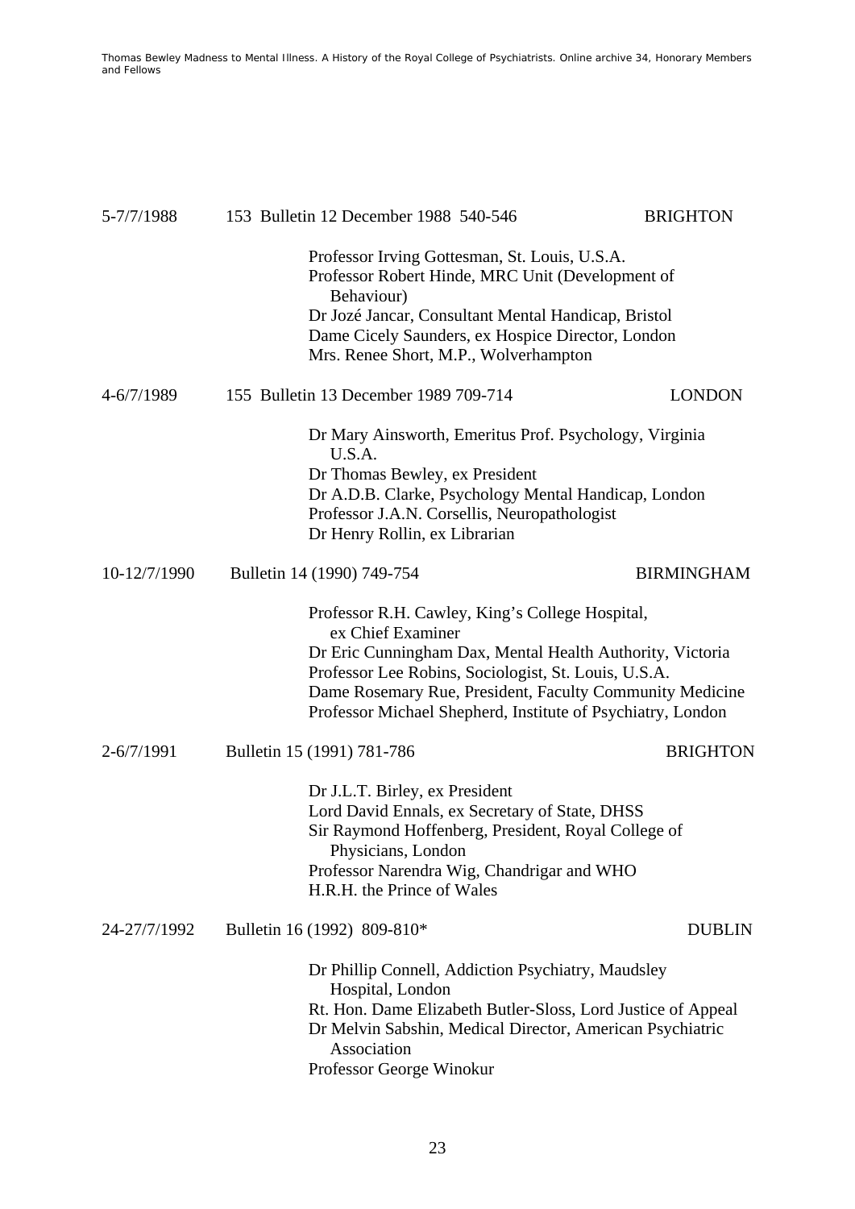5-7/7/1988 153 Bulletin 12 December 1988 540-546 BRIGHTON

Professor Irving Gottesman, St. Louis, U.S.A.
Professor Robert Hinde, MRC Unit (Development of Behaviour)
Dr Jozé Jancar, Consultant Mental Handicap, Bristol
Dame Cicely Saunders, ex Hospice Director, London
Mrs. Renee Short, M.P., Wolverhampton

4-6/7/1989 155 Bulletin 13 December 1989 709-714 LONDON

Dr Mary Ainsworth, Emeritus Prof. Psychology, Virginia U.S.A.
Dr Thomas Bewley, ex President
Dr A.D.B. Clarke, Psychology Mental Handicap, London
Professor J.A.N. Corsellis, Neuropathologist
Dr Henry Rollin, ex Librarian

10-12/7/1990 Bulletin 14 (1990) 749-754 BIRMINGHAM

Professor R.H. Cawley, King's College Hospital, ex Chief Examiner
Dr Eric Cunningham Dax, Mental Health Authority, Victoria
Professor Lee Robins, Sociologist, St. Louis, U.S.A.
Dame Rosemary Rue, President, Faculty Community Medicine
Professor Michael Shepherd, Institute of Psychiatry, London

2-6/7/1991 Bulletin 15 (1991) 781-786 BRIGHTON

Dr J.L.T. Birley, ex President
Lord David Ennals, ex Secretary of State, DHSS
Sir Raymond Hoffenberg, President, Royal College of Physicians, London
Professor Narendra Wig, Chandrigar and WHO
H.R.H. the Prince of Wales

24-27/7/1992 Bulletin 16 (1992) 809-810* DUBLIN

Dr Phillip Connell, Addiction Psychiatry, Maudsley Hospital, London
Rt. Hon. Dame Elizabeth Butler-Sloss, Lord Justice of Appeal
Dr Melvin Sabshin, Medical Director, American Psychiatric Association
Professor George Winokur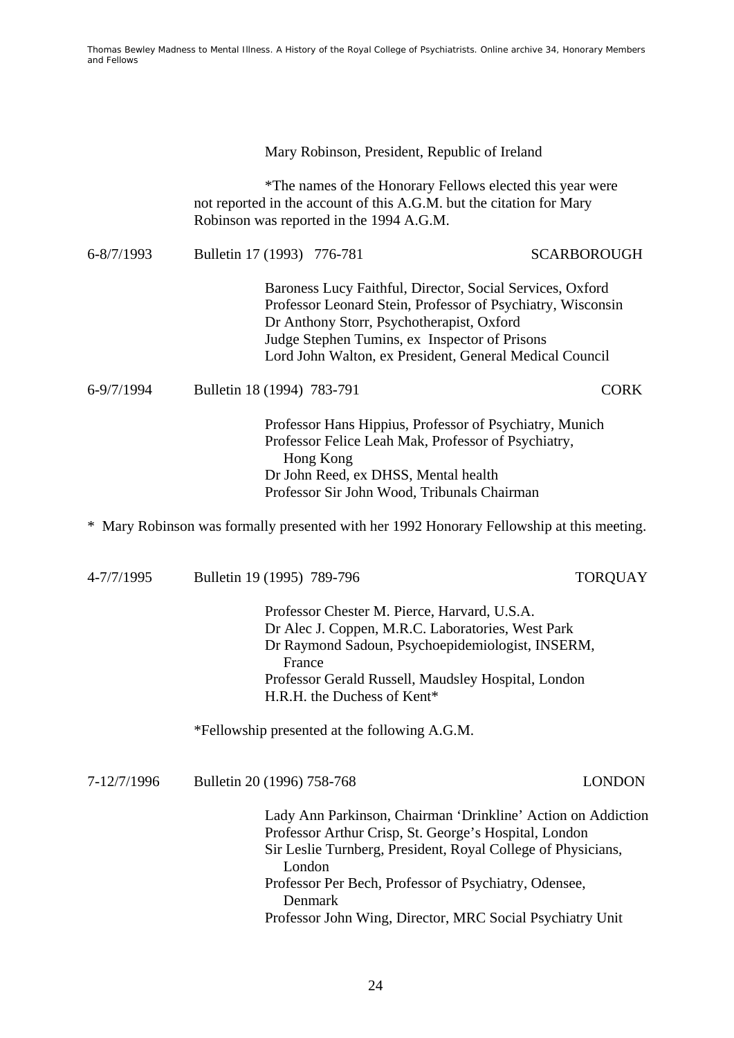Mary Robinson, President, Republic of Ireland

*The names of the Honorary Fellows elected this year were not reported in the account of this A.G.M. but the citation for Mary Robinson was reported in the 1994 A.G.M.

6-8/7/1993 Bulletin 17 (1993) 776-781 SCARBOROUGH

Baroness Lucy Faithful, Director, Social Services, Oxford
Professor Leonard Stein, Professor of Psychiatry, Wisconsin
Dr Anthony Storr, Psychotherapist, Oxford
Judge Stephen Tumins, ex Inspector of Prisons
Lord John Walton, ex President, General Medical Council

6-9/7/1994 Bulletin 18 (1994) 783-791 CORK

Professor Hans Hippius, Professor of Psychiatry, Munich
Professor Felice Leah Mak, Professor of Psychiatry, Hong Kong
Dr John Reed, ex DHSS, Mental health
Professor Sir John Wood, Tribunals Chairman

* Mary Robinson was formally presented with her 1992 Honorary Fellowship at this meeting.

4-7/7/1995 Bulletin 19 (1995) 789-796 TORQUAY

Professor Chester M. Pierce, Harvard, U.S.A.
Dr Alec J. Coppen, M.R.C. Laboratories, West Park
Dr Raymond Sadoun, Psychoepidemiologist, INSERM, France
Professor Gerald Russell, Maudsley Hospital, London
H.R.H. the Duchess of Kent*

*Fellowship presented at the following A.G.M.

7-12/7/1996 Bulletin 20 (1996) 758-768 LONDON

Lady Ann Parkinson, Chairman 'Drinkline' Action on Addiction
Professor Arthur Crisp, St. George's Hospital, London
Sir Leslie Turnberg, President, Royal College of Physicians, London
Professor Per Bech, Professor of Psychiatry, Odensee, Denmark
Professor John Wing, Director, MRC Social Psychiatry Unit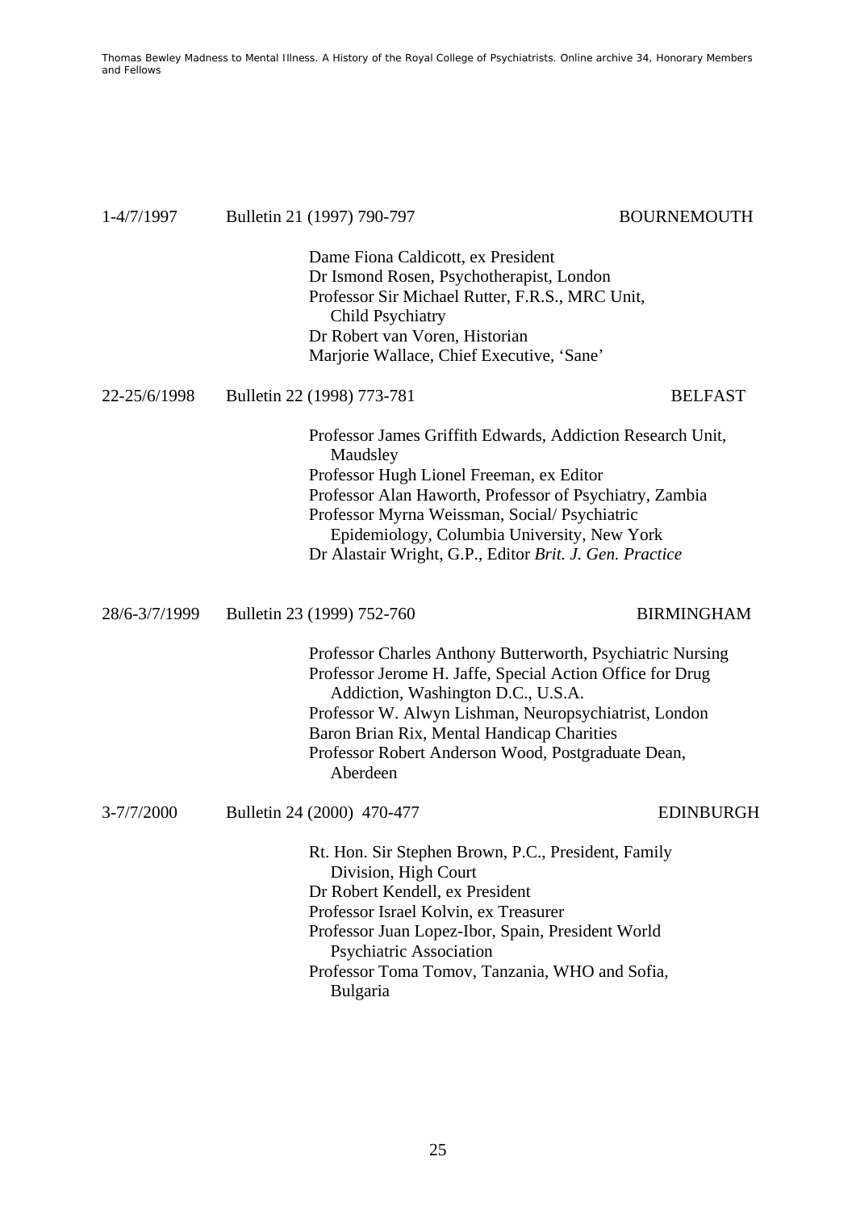1-4/7/1997 Bulletin 21 (1997) 790-797 BOURNEMOUTH

Dame Fiona Caldicott, ex President
Dr Ismond Rosen, Psychotherapist, London
Professor Sir Michael Rutter, F.R.S., MRC Unit, Child Psychiatry
Dr Robert van Voren, Historian
Marjorie Wallace, Chief Executive, 'Sane'

22-25/6/1998 Bulletin 22 (1998) 773-781 BELFAST

Professor James Griffith Edwards, Addiction Research Unit, Maudsley
Professor Hugh Lionel Freeman, ex Editor
Professor Alan Haworth, Professor of Psychiatry, Zambia
Professor Myrna Weissman, Social/ Psychiatric Epidemiology, Columbia University, New York
Dr Alastair Wright, G.P., Editor *Brit. J. Gen. Practice*

28/6-3/7/1999 Bulletin 23 (1999) 752-760 BIRMINGHAM

Professor Charles Anthony Butterworth, Psychiatric Nursing
Professor Jerome H. Jaffe, Special Action Office for Drug Addiction, Washington D.C., U.S.A.
Professor W. Alwyn Lishman, Neuropsychiatrist, London
Baron Brian Rix, Mental Handicap Charities
Professor Robert Anderson Wood, Postgraduate Dean, Aberdeen

3-7/7/2000 Bulletin 24 (2000) 470-477 EDINBURGH

Rt. Hon. Sir Stephen Brown, P.C., President, Family Division, High Court
Dr Robert Kendell, ex President
Professor Israel Kolvin, ex Treasurer
Professor Juan Lopez-Ibor, Spain, President World Psychiatric Association
Professor Toma Tomov, Tanzania, WHO and Sofia, Bulgaria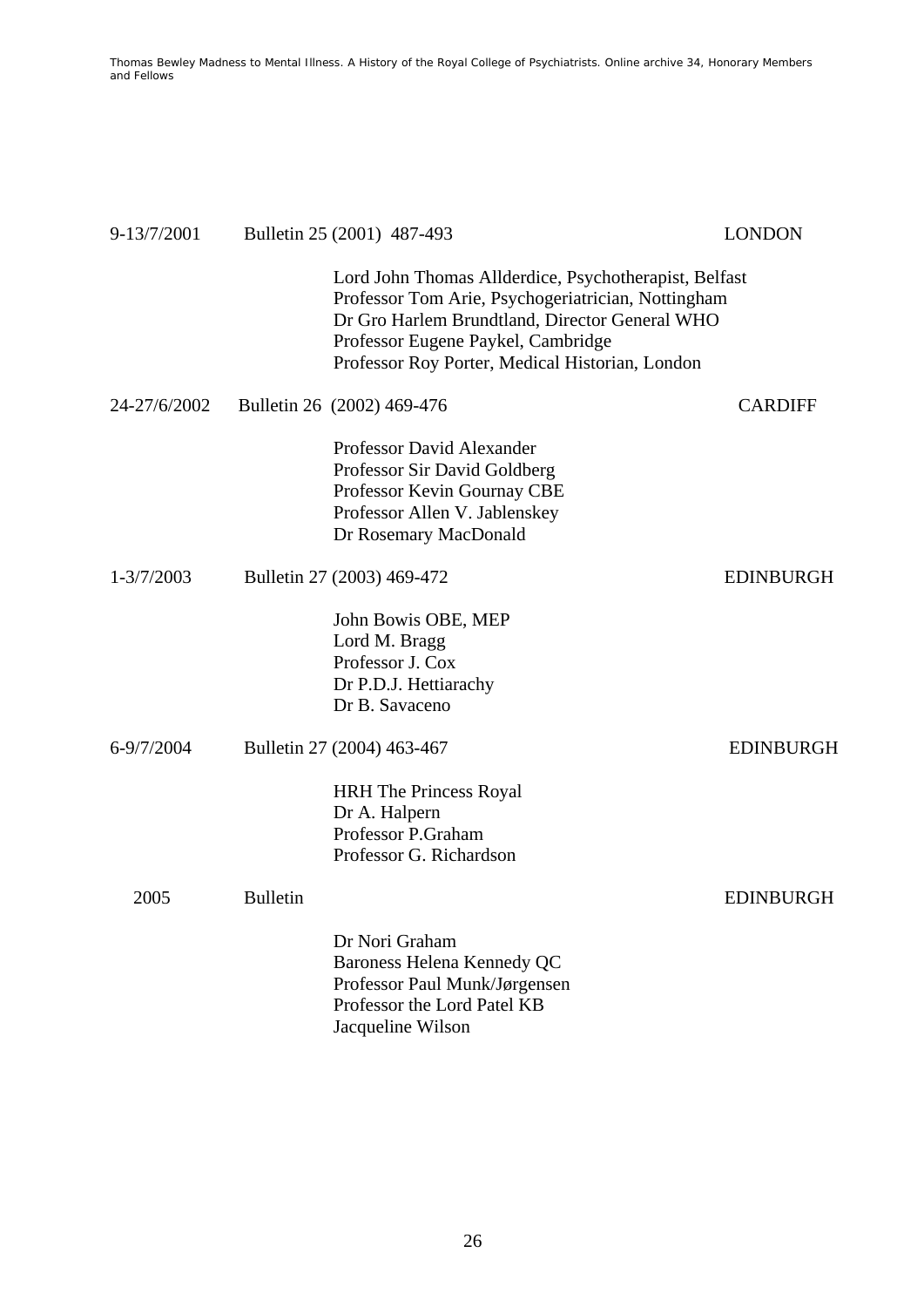| | | |
|---|---|---|
| 9-13/7/2001 | Bulletin 25 (2001) 487-493 | LONDON |
| | Lord John Thomas Allderdice, Psychotherapist, Belfast<br>Professor Tom Arie, Psychogeriatrician, Nottingham<br>Dr Gro Harlem Brundtland, Director General WHO<br>Professor Eugene Paykel, Cambridge<br>Professor Roy Porter, Medical Historian, London | |
| 24-27/6/2002 | Bulletin 26 (2002) 469-476 | CARDIFF |
| | Professor David Alexander<br>Professor Sir David Goldberg<br>Professor Kevin Gournay CBE<br>Professor Allen V. Jablenskey<br>Dr Rosemary MacDonald | |
| 1-3/7/2003 | Bulletin 27 (2003) 469-472 | EDINBURGH |
| | John Bowis OBE, MEP<br>Lord M. Bragg<br>Professor J. Cox<br>Dr P.D.J. Hettiarachy<br>Dr B. Savaceno | |
| 6-9/7/2004 | Bulletin 27 (2004) 463-467 | EDINBURGH |
| | HRH The Princess Royal<br>Dr A. Halpern<br>Professor P.Graham<br>Professor G. Richardson | |
| 2005 | Bulletin | EDINBURGH |
| | Dr Nori Graham<br>Baroness Helena Kennedy QC<br>Professor Paul Munk/Jørgensen<br>Professor the Lord Patel KB<br>Jacqueline Wilson | |